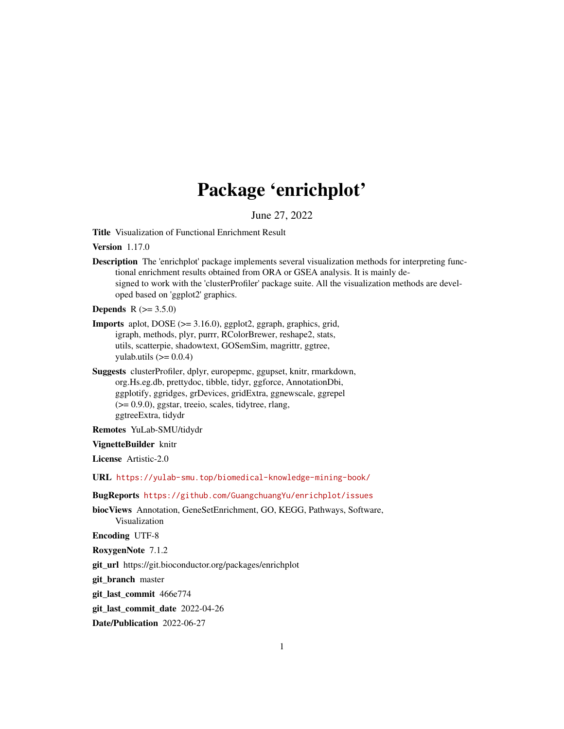# Package 'enrichplot'

June 27, 2022

**Title** Visualization of Functional Enrichment Result

**Version** 1.17.0

**Description** The 'enrichplot' package implements several visualization methods for interpreting functional enrichment results obtained from ORA or GSEA analysis. It is mainly designed to work with the 'clusterProfiler' package suite. All the visualization methods are developed based on 'ggplot2' graphics.

**Depends** R (>= 3.5.0)

**Imports** aplot, DOSE (>= 3.16.0), ggplot2, ggraph, graphics, grid, igraph, methods, plyr, purrr, RColorBrewer, reshape2, stats, utils, scatterpie, shadowtext, GOSemSim, magrittr, ggtree, yulab.utils (>= 0.0.4)

**Suggests** clusterProfiler, dplyr, europepmc, ggupset, knitr, rmarkdown, org.Hs.eg.db, prettydoc, tibble, tidyr, ggforce, AnnotationDbi, ggplotify, ggridges, grDevices, gridExtra, ggnewscale, ggrepel (>= 0.9.0), ggstar, treeio, scales, tidytree, rlang, ggtreeExtra, tidydr

**Remotes** YuLab-SMU/tidydr

**VignetteBuilder** knitr

**License** Artistic-2.0

**URL** https://yulab-smu.top/biomedical-knowledge-mining-book/

**BugReports** https://github.com/GuangchuangYu/enrichplot/issues

**biocViews** Annotation, GeneSetEnrichment, GO, KEGG, Pathways, Software, Visualization

**Encoding** UTF-8

**RoxygenNote** 7.1.2

**git_url** https://git.bioconductor.org/packages/enrichplot

**git_branch** master

**git_last_commit** 466e774

**git_last_commit_date** 2022-04-26

**Date/Publication** 2022-06-27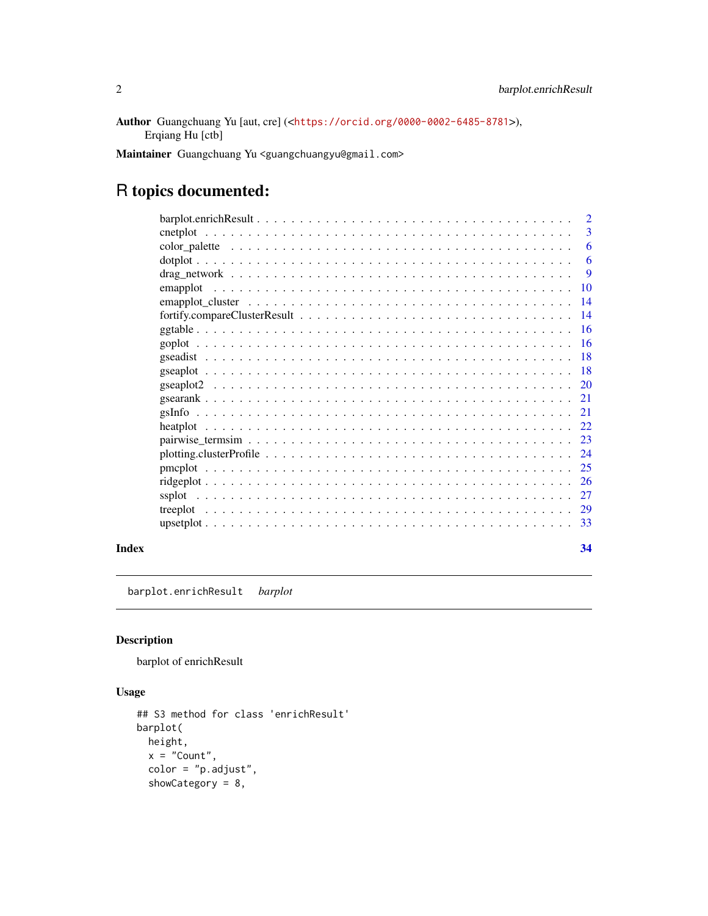**Author** Guangchuang Yu [aut, cre] (<https://orcid.org/0000-0002-6485-8781>), Erqiang Hu [ctb]

**Maintainer** Guangchuang Yu <guangchuangyu@gmail.com>

# R topics documented:

| | |
|---|---|
| barplot.enrichResult | 2 |
| cnetplot | 3 |
| color_palette | 6 |
| dotplot | 6 |
| drag_network | 9 |
| emapplot | 10 |
| emapplot_cluster | 14 |
| fortify.compareClusterResult | 14 |
| ggtable | 16 |
| goplot | 16 |
| gseadist | 18 |
| gseaplot | 18 |
| gseaplot2 | 20 |
| gsearank | 21 |
| gsInfo | 21 |
| heatplot | 22 |
| pairwise_termsim | 23 |
| plotting.clusterProfile | 24 |
| pmcplot | 25 |
| ridgeplot | 26 |
| ssplot | 27 |
| treeplot | 29 |
| upsetplot | 33 |

**Index** **34**

---

`barplot.enrichResult` *barplot*

---

## Description

barplot of enrichResult

## Usage

```
## S3 method for class 'enrichResult'
barplot(
  height,
  x = "Count",
  color = "p.adjust",
  showCategory = 8,
```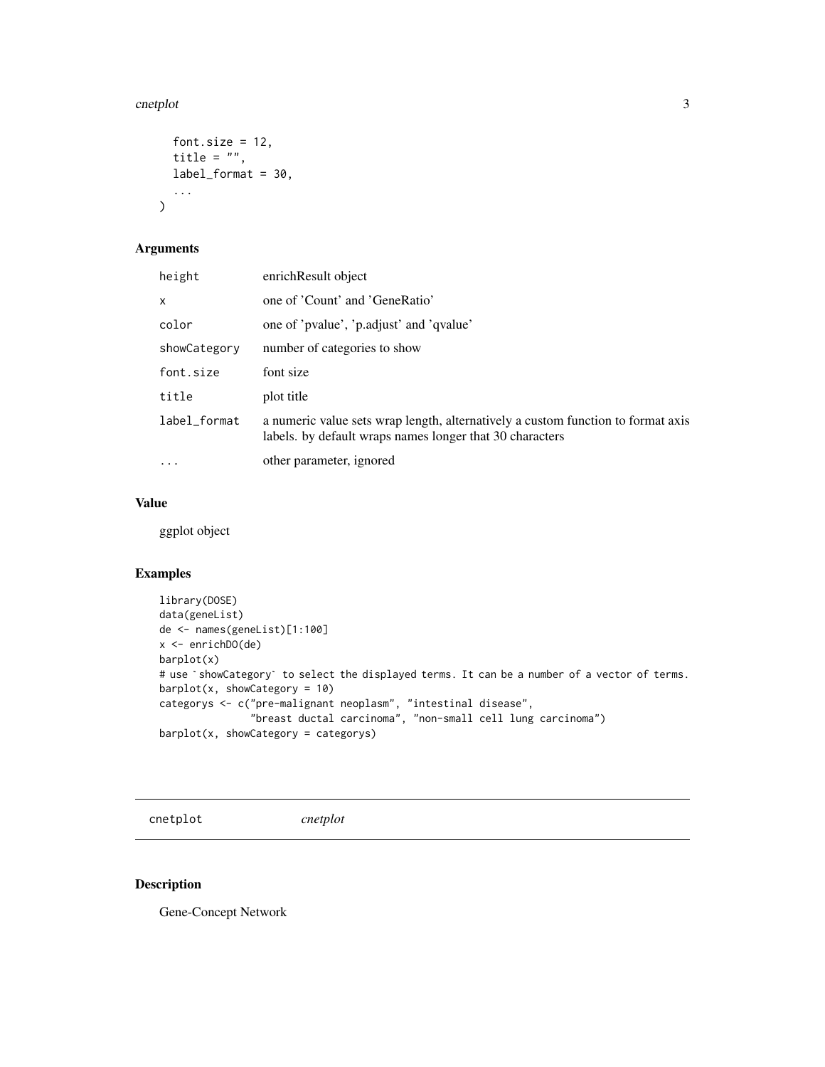```
  font.size = 12,
  title = "",
  label_format = 30,
  ...
)
```

## Arguments

| | |
|---|---|
| height | enrichResult object |
| x | one of 'Count' and 'GeneRatio' |
| color | one of 'pvalue', 'p.adjust' and 'qvalue' |
| showCategory | number of categories to show |
| font.size | font size |
| title | plot title |
| label_format | a numeric value sets wrap length, alternatively a custom function to format axis labels. by default wraps names longer that 30 characters |
| ... | other parameter, ignored |

## Value

ggplot object

## Examples

```
library(DOSE)
data(geneList)
de <- names(geneList)[1:100]
x <- enrichDO(de)
barplot(x)
# use `showCategory` to select the displayed terms. It can be a number of a vector of terms.
barplot(x, showCategory = 10)
categorys <- c("pre-malignant neoplasm", "intestinal disease",
               "breast ductal carcinoma", "non-small cell lung carcinoma")
barplot(x, showCategory = categorys)
```

---

# cnetplot *cnetplot*

## Description

Gene-Concept Network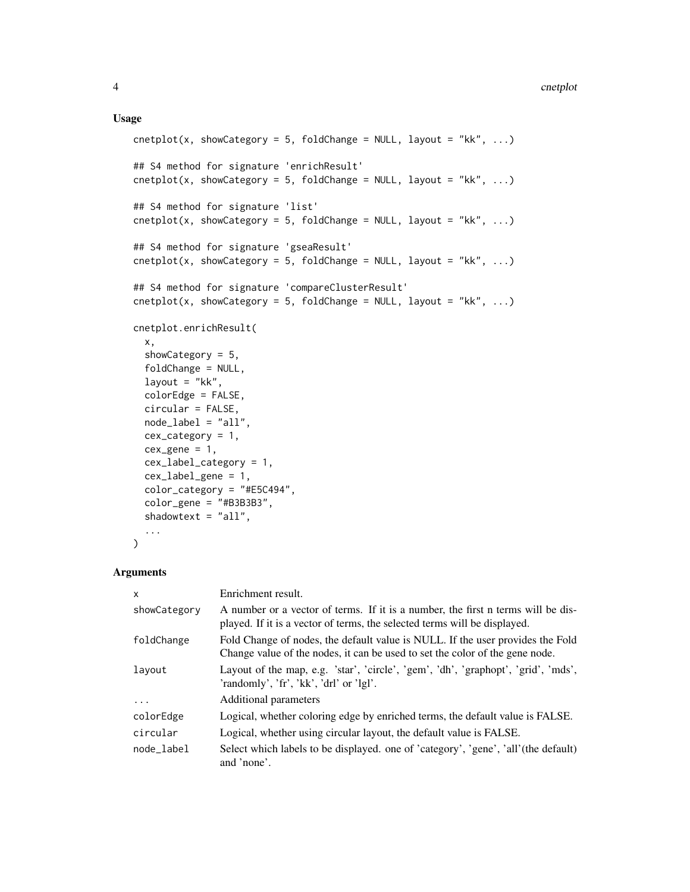## Usage

```
cnetplot(x, showCategory = 5, foldChange = NULL, layout = "kk", ...)

## S4 method for signature 'enrichResult'
cnetplot(x, showCategory = 5, foldChange = NULL, layout = "kk", ...)

## S4 method for signature 'list'
cnetplot(x, showCategory = 5, foldChange = NULL, layout = "kk", ...)

## S4 method for signature 'gseaResult'
cnetplot(x, showCategory = 5, foldChange = NULL, layout = "kk", ...)

## S4 method for signature 'compareClusterResult'
cnetplot(x, showCategory = 5, foldChange = NULL, layout = "kk", ...)

cnetplot.enrichResult(
  x,
  showCategory = 5,
  foldChange = NULL,
  layout = "kk",
  colorEdge = FALSE,
  circular = FALSE,
  node_label = "all",
  cex_category = 1,
  cex_gene = 1,
  cex_label_category = 1,
  cex_label_gene = 1,
  color_category = "#E5C494",
  color_gene = "#B3B3B3",
  shadowtext = "all",
  ...
)
```

## Arguments

| | |
|---|---|
| x | Enrichment result. |
| showCategory | A number or a vector of terms. If it is a number, the first n terms will be displayed. If it is a vector of terms, the selected terms will be displayed. |
| foldChange | Fold Change of nodes, the default value is NULL. If the user provides the Fold Change value of the nodes, it can be used to set the color of the gene node. |
| layout | Layout of the map, e.g. 'star', 'circle', 'gem', 'dh', 'graphopt', 'grid', 'mds', 'randomly', 'fr', 'kk', 'drl' or 'lgl'. |
| ... | Additional parameters |
| colorEdge | Logical, whether coloring edge by enriched terms, the default value is FALSE. |
| circular | Logical, whether using circular layout, the default value is FALSE. |
| node_label | Select which labels to be displayed. one of 'category', 'gene', 'all'(the default) and 'none'. |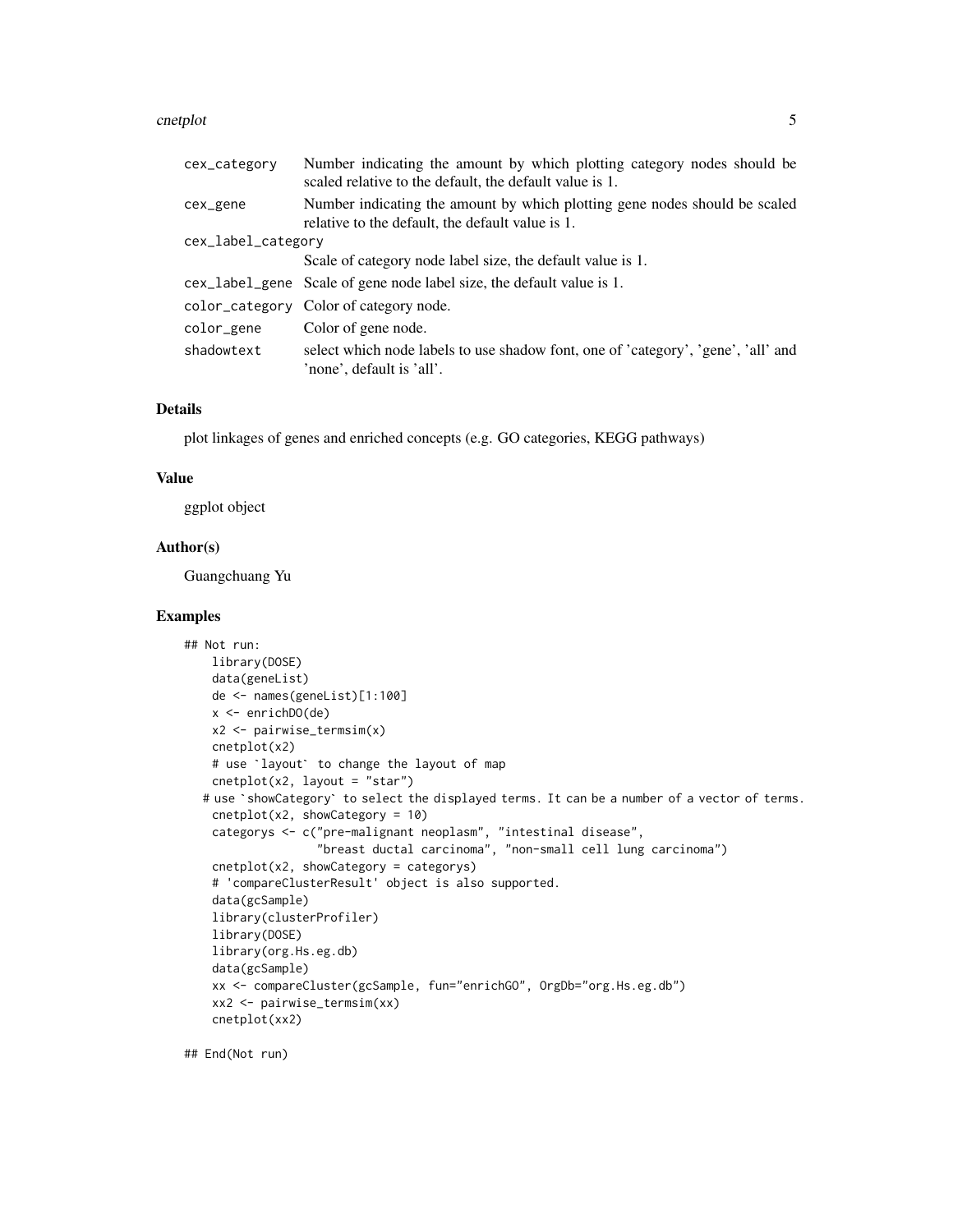| | |
|---|---|
| cex_category | Number indicating the amount by which plotting category nodes should be scaled relative to the default, the default value is 1. |
| cex_gene | Number indicating the amount by which plotting gene nodes should be scaled relative to the default, the default value is 1. |
| cex_label_category | Scale of category node label size, the default value is 1. |
| cex_label_gene | Scale of gene node label size, the default value is 1. |
| color_category | Color of category node. |
| color_gene | Color of gene node. |
| shadowtext | select which node labels to use shadow font, one of 'category', 'gene', 'all' and 'none', default is 'all'. |

## Details

plot linkages of genes and enriched concepts (e.g. GO categories, KEGG pathways)

## Value

ggplot object

## Author(s)

Guangchuang Yu

## Examples

```
## Not run:
    library(DOSE)
    data(geneList)
    de <- names(geneList)[1:100]
    x <- enrichDO(de)
    x2 <- pairwise_termsim(x)
    cnetplot(x2)
    # use `layout` to change the layout of map
    cnetplot(x2, layout = "star")
   # use `showCategory` to select the displayed terms. It can be a number of a vector of terms.
    cnetplot(x2, showCategory = 10)
    categorys <- c("pre-malignant neoplasm", "intestinal disease",
                   "breast ductal carcinoma", "non-small cell lung carcinoma")
    cnetplot(x2, showCategory = categorys)
    # 'compareClusterResult' object is also supported.
    data(gcSample)
    library(clusterProfiler)
    library(DOSE)
    library(org.Hs.eg.db)
    data(gcSample)
    xx <- compareCluster(gcSample, fun="enrichGO", OrgDb="org.Hs.eg.db")
    xx2 <- pairwise_termsim(xx)
    cnetplot(xx2)

## End(Not run)
```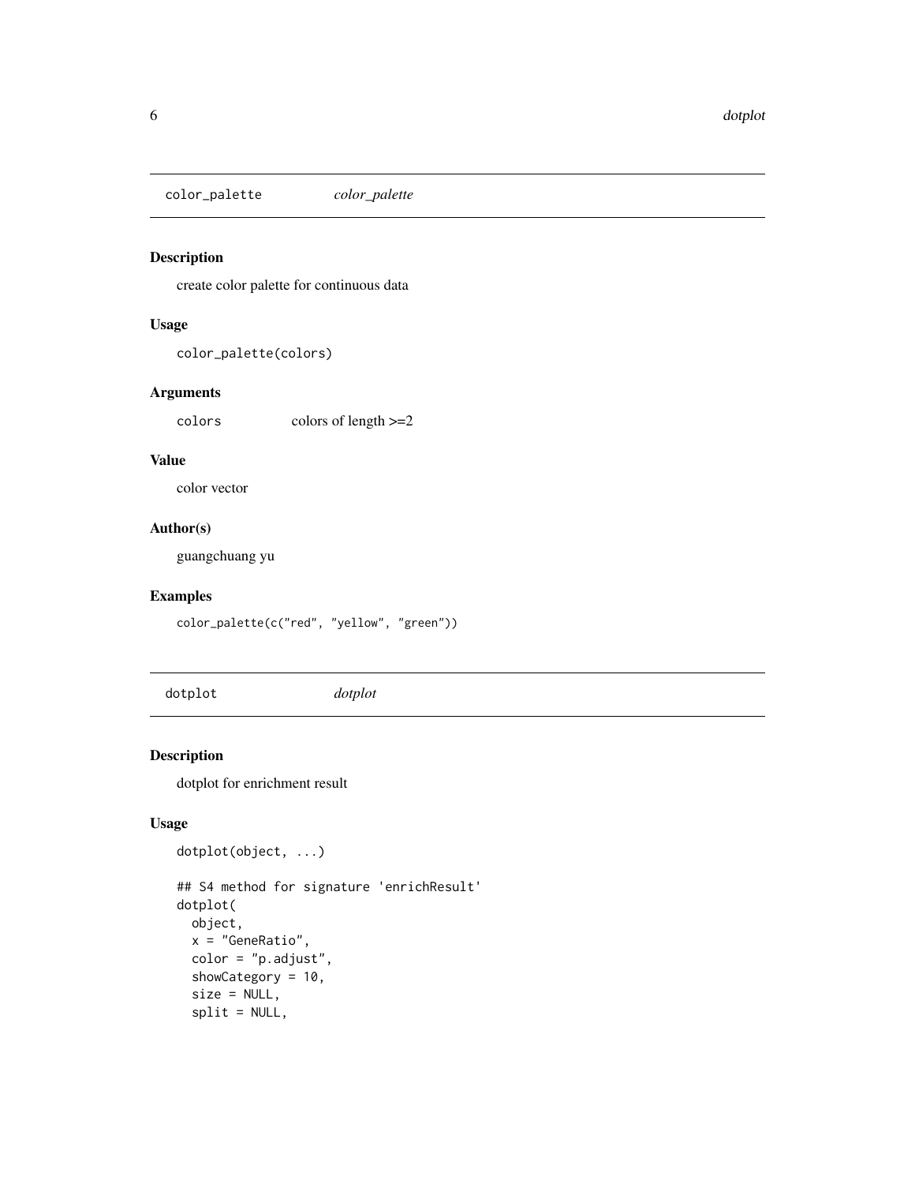## color_palette *color_palette*

### Description

create color palette for continuous data

### Usage

```
color_palette(colors)
```

### Arguments

| | |
|---|---|
| colors | colors of length >=2 |

### Value

color vector

### Author(s)

guangchuang yu

### Examples

```
color_palette(c("red", "yellow", "green"))
```

## dotplot *dotplot*

### Description

dotplot for enrichment result

### Usage

```
dotplot(object, ...)

## S4 method for signature 'enrichResult'
dotplot(
  object,
  x = "GeneRatio",
  color = "p.adjust",
  showCategory = 10,
  size = NULL,
  split = NULL,
```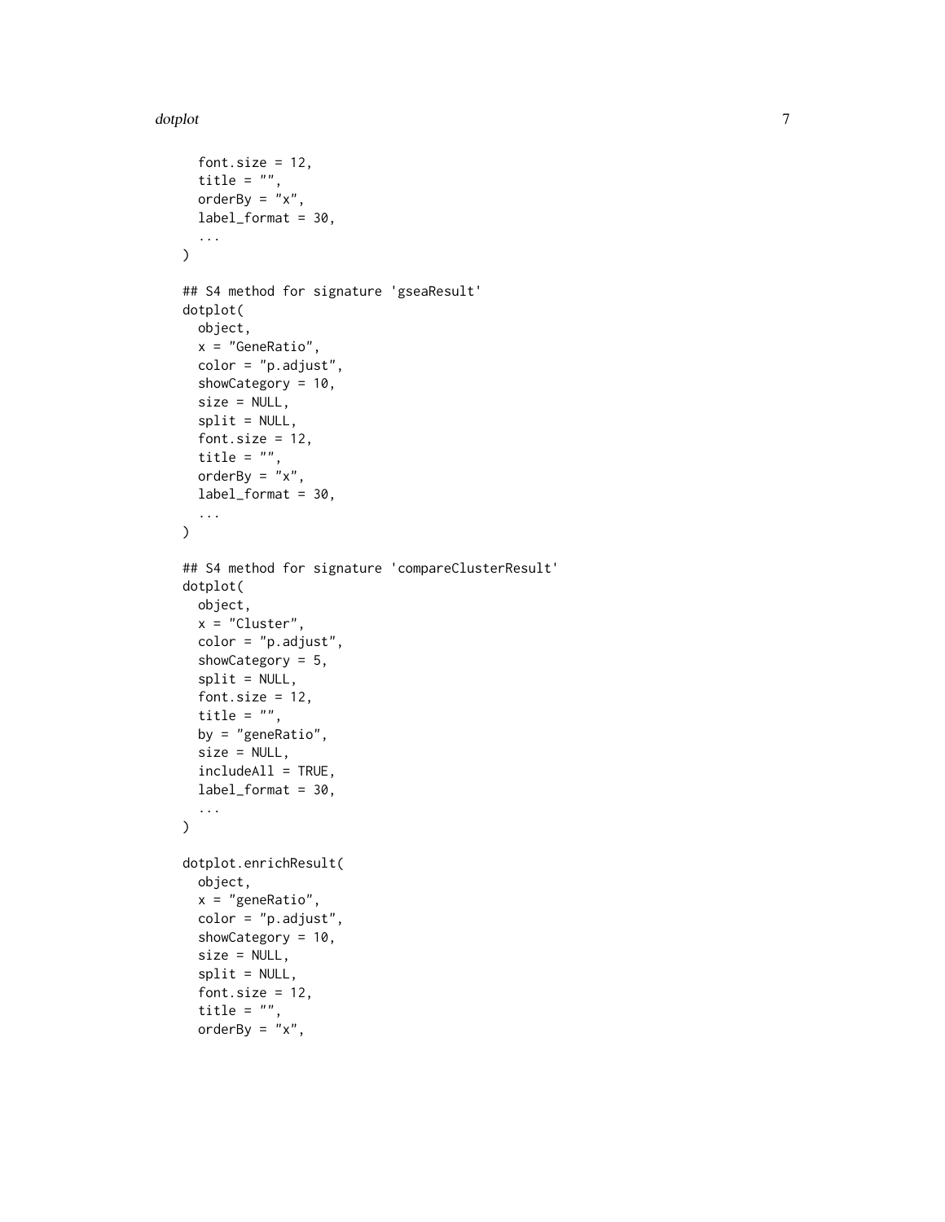```
  font.size = 12,
  title = "",
  orderBy = "x",
  label_format = 30,
  ...
)

## S4 method for signature 'gseaResult'
dotplot(
  object,
  x = "GeneRatio",
  color = "p.adjust",
  showCategory = 10,
  size = NULL,
  split = NULL,
  font.size = 12,
  title = "",
  orderBy = "x",
  label_format = 30,
  ...
)

## S4 method for signature 'compareClusterResult'
dotplot(
  object,
  x = "Cluster",
  color = "p.adjust",
  showCategory = 5,
  split = NULL,
  font.size = 12,
  title = "",
  by = "geneRatio",
  size = NULL,
  includeAll = TRUE,
  label_format = 30,
  ...
)

dotplot.enrichResult(
  object,
  x = "geneRatio",
  color = "p.adjust",
  showCategory = 10,
  size = NULL,
  split = NULL,
  font.size = 12,
  title = "",
  orderBy = "x",
```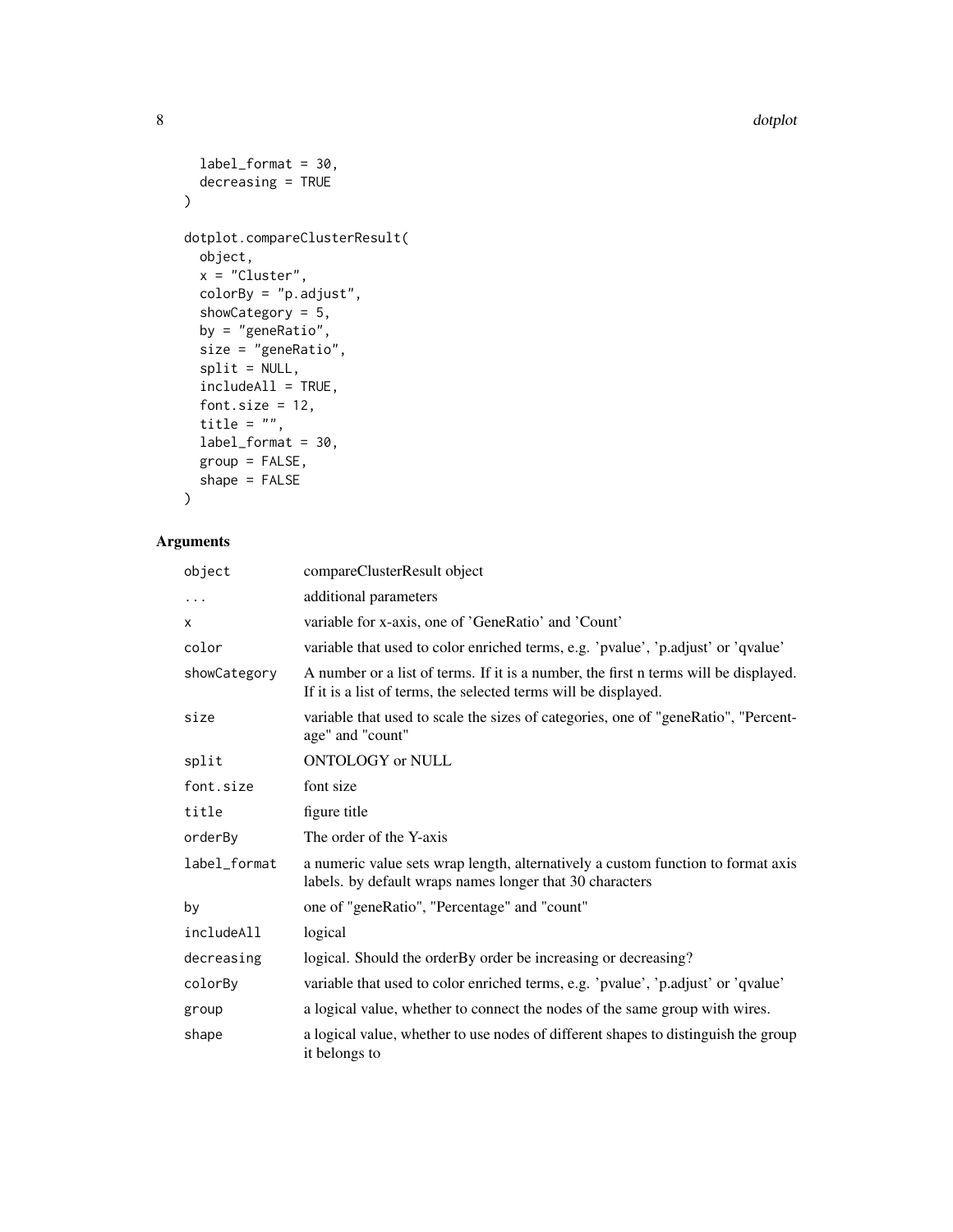```
  label_format = 30,
  decreasing = TRUE
)

dotplot.compareClusterResult(
  object,
  x = "Cluster",
  colorBy = "p.adjust",
  showCategory = 5,
  by = "geneRatio",
  size = "geneRatio",
  split = NULL,
  includeAll = TRUE,
  font.size = 12,
  title = "",
  label_format = 30,
  group = FALSE,
  shape = FALSE
)
```

## Arguments

| | |
|---|---|
| object | compareClusterResult object |
| ... | additional parameters |
| x | variable for x-axis, one of 'GeneRatio' and 'Count' |
| color | variable that used to color enriched terms, e.g. 'pvalue', 'p.adjust' or 'qvalue' |
| showCategory | A number or a list of terms. If it is a number, the first n terms will be displayed. If it is a list of terms, the selected terms will be displayed. |
| size | variable that used to scale the sizes of categories, one of "geneRatio", "Percentage" and "count" |
| split | ONTOLOGY or NULL |
| font.size | font size |
| title | figure title |
| orderBy | The order of the Y-axis |
| label_format | a numeric value sets wrap length, alternatively a custom function to format axis labels. by default wraps names longer that 30 characters |
| by | one of "geneRatio", "Percentage" and "count" |
| includeAll | logical |
| decreasing | logical. Should the orderBy order be increasing or decreasing? |
| colorBy | variable that used to color enriched terms, e.g. 'pvalue', 'p.adjust' or 'qvalue' |
| group | a logical value, whether to connect the nodes of the same group with wires. |
| shape | a logical value, whether to use nodes of different shapes to distinguish the group it belongs to |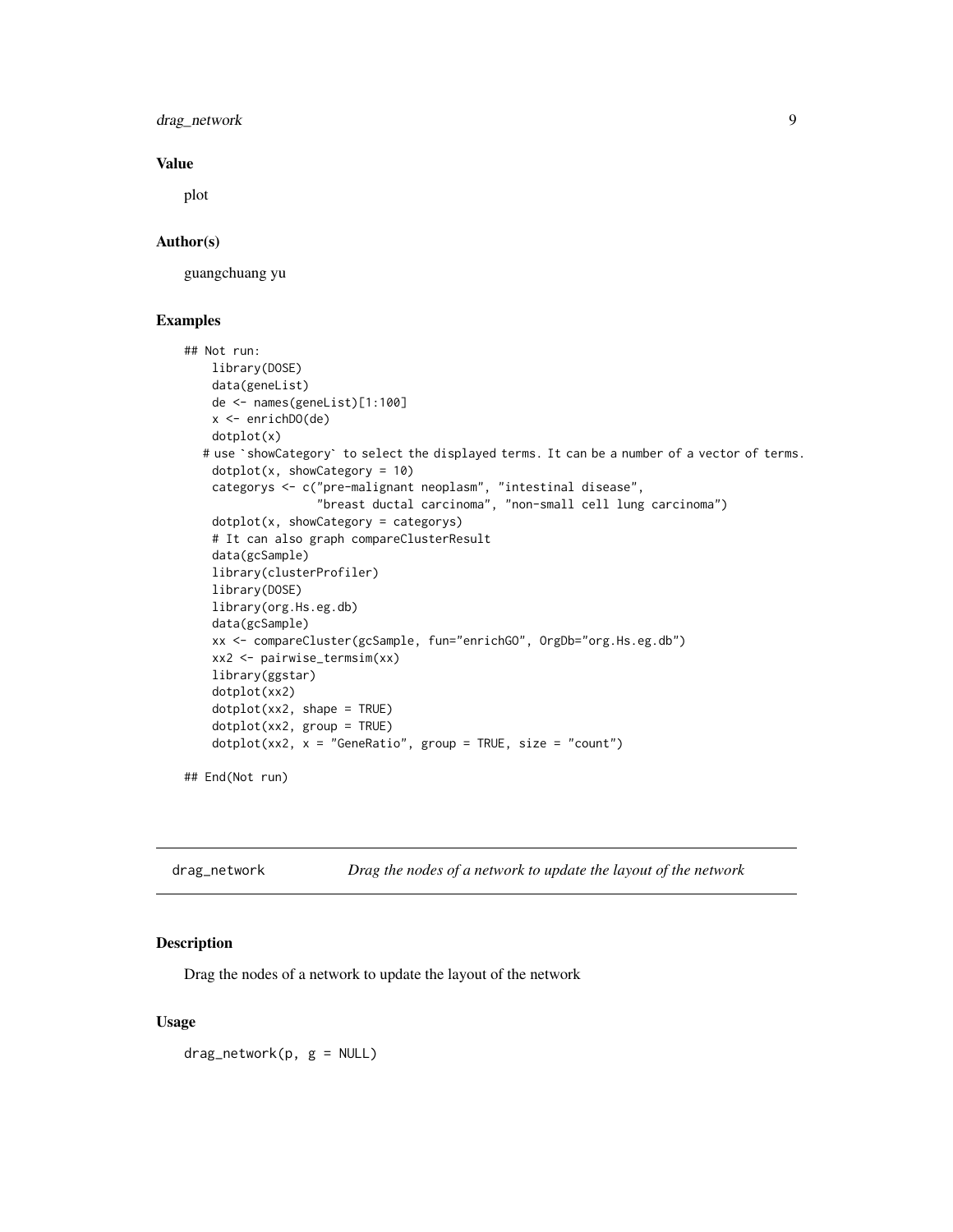### Value

plot

### Author(s)

guangchuang yu

### Examples

```
## Not run:
    library(DOSE)
    data(geneList)
    de <- names(geneList)[1:100]
    x <- enrichDO(de)
    dotplot(x)
  # use `showCategory` to select the displayed terms. It can be a number of a vector of terms.
    dotplot(x, showCategory = 10)
    categorys <- c("pre-malignant neoplasm", "intestinal disease",
                 "breast ductal carcinoma", "non-small cell lung carcinoma")
    dotplot(x, showCategory = categorys)
    # It can also graph compareClusterResult
    data(gcSample)
    library(clusterProfiler)
    library(DOSE)
    library(org.Hs.eg.db)
    data(gcSample)
    xx <- compareCluster(gcSample, fun="enrichGO", OrgDb="org.Hs.eg.db")
    xx2 <- pairwise_termsim(xx)
    library(ggstar)
    dotplot(xx2)
    dotplot(xx2, shape = TRUE)
    dotplot(xx2, group = TRUE)
    dotplot(xx2, x = "GeneRatio", group = TRUE, size = "count")

## End(Not run)
```

---

## drag_network — *Drag the nodes of a network to update the layout of the network*

### Description

Drag the nodes of a network to update the layout of the network

### Usage

```
drag_network(p, g = NULL)
```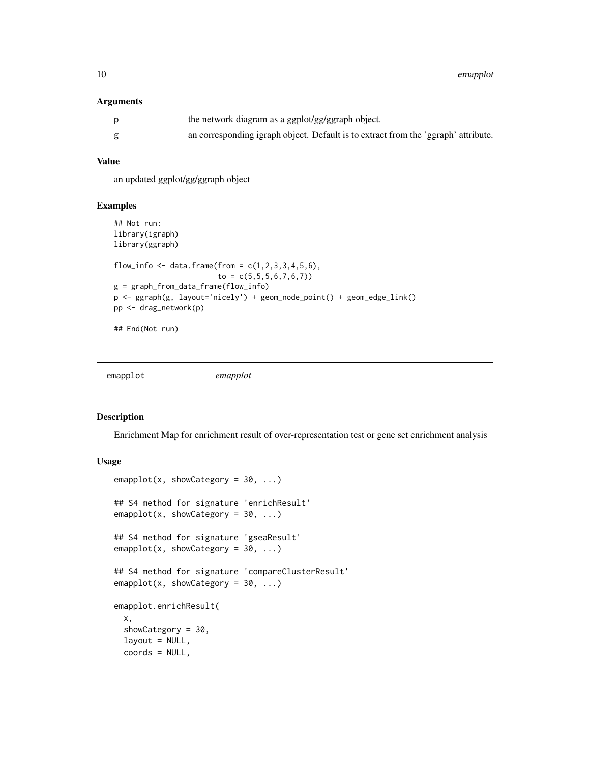### Arguments

| | |
|---|---|
| p | the network diagram as a ggplot/gg/ggraph object. |
| g | an corresponding igraph object. Default is to extract from the 'ggraph' attribute. |

### Value

an updated ggplot/gg/ggraph object

### Examples

```
## Not run:
library(igraph)
library(ggraph)

flow_info <- data.frame(from = c(1,2,3,3,4,5,6),
                        to = c(5,5,5,6,7,6,7))
g = graph_from_data_frame(flow_info)
p <- ggraph(g, layout='nicely') + geom_node_point() + geom_edge_link()
pp <- drag_network(p)

## End(Not run)
```

---

## emapplot *emapplot*

---

### Description

Enrichment Map for enrichment result of over-representation test or gene set enrichment analysis

### Usage

```
emapplot(x, showCategory = 30, ...)

## S4 method for signature 'enrichResult'
emapplot(x, showCategory = 30, ...)

## S4 method for signature 'gseaResult'
emapplot(x, showCategory = 30, ...)

## S4 method for signature 'compareClusterResult'
emapplot(x, showCategory = 30, ...)

emapplot.enrichResult(
  x,
  showCategory = 30,
  layout = NULL,
  coords = NULL,
```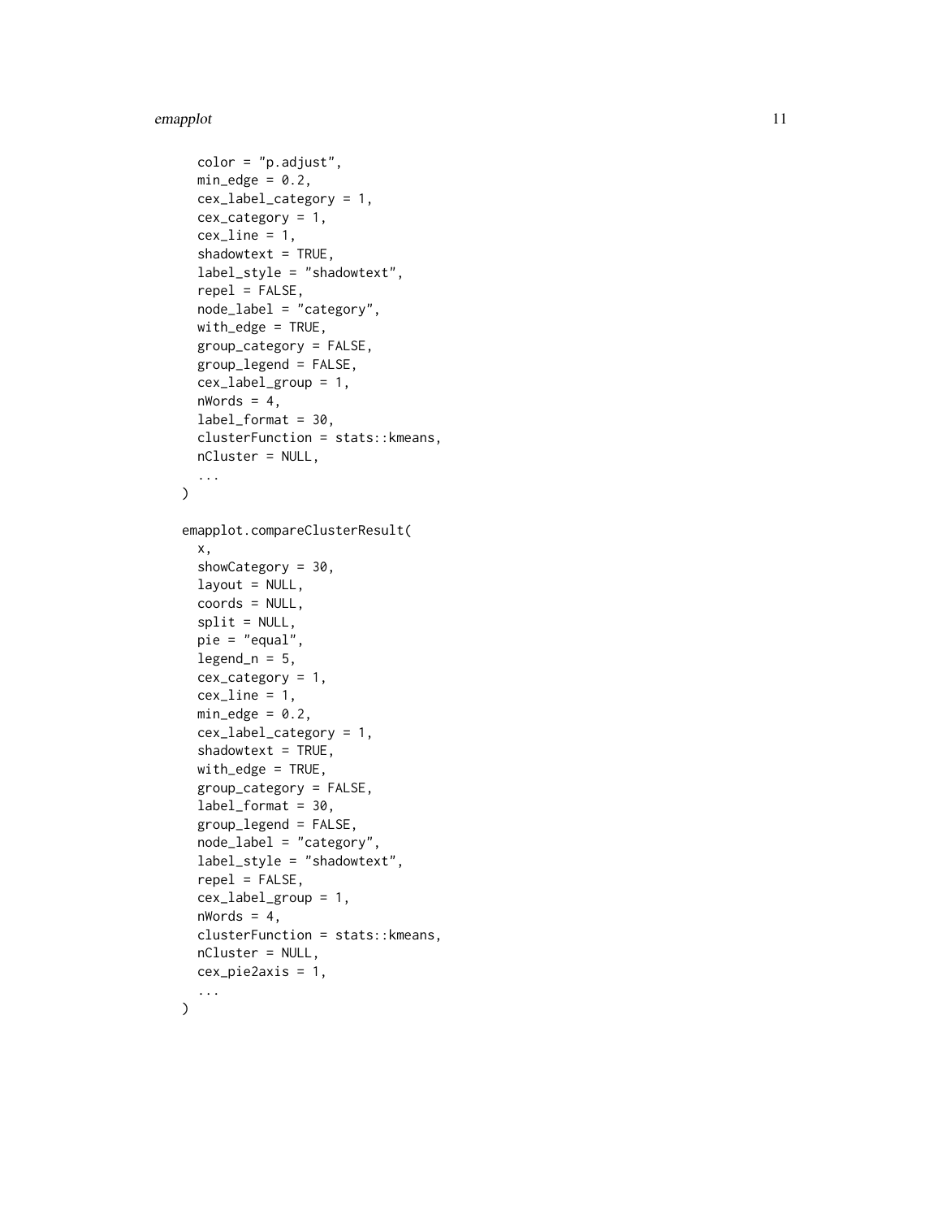```
  color = "p.adjust",
  min_edge = 0.2,
  cex_label_category = 1,
  cex_category = 1,
  cex_line = 1,
  shadowtext = TRUE,
  label_style = "shadowtext",
  repel = FALSE,
  node_label = "category",
  with_edge = TRUE,
  group_category = FALSE,
  group_legend = FALSE,
  cex_label_group = 1,
  nWords = 4,
  label_format = 30,
  clusterFunction = stats::kmeans,
  nCluster = NULL,
  ...
)

emapplot.compareClusterResult(
  x,
  showCategory = 30,
  layout = NULL,
  coords = NULL,
  split = NULL,
  pie = "equal",
  legend_n = 5,
  cex_category = 1,
  cex_line = 1,
  min_edge = 0.2,
  cex_label_category = 1,
  shadowtext = TRUE,
  with_edge = TRUE,
  group_category = FALSE,
  label_format = 30,
  group_legend = FALSE,
  node_label = "category",
  label_style = "shadowtext",
  repel = FALSE,
  cex_label_group = 1,
  nWords = 4,
  clusterFunction = stats::kmeans,
  nCluster = NULL,
  cex_pie2axis = 1,
  ...
)
```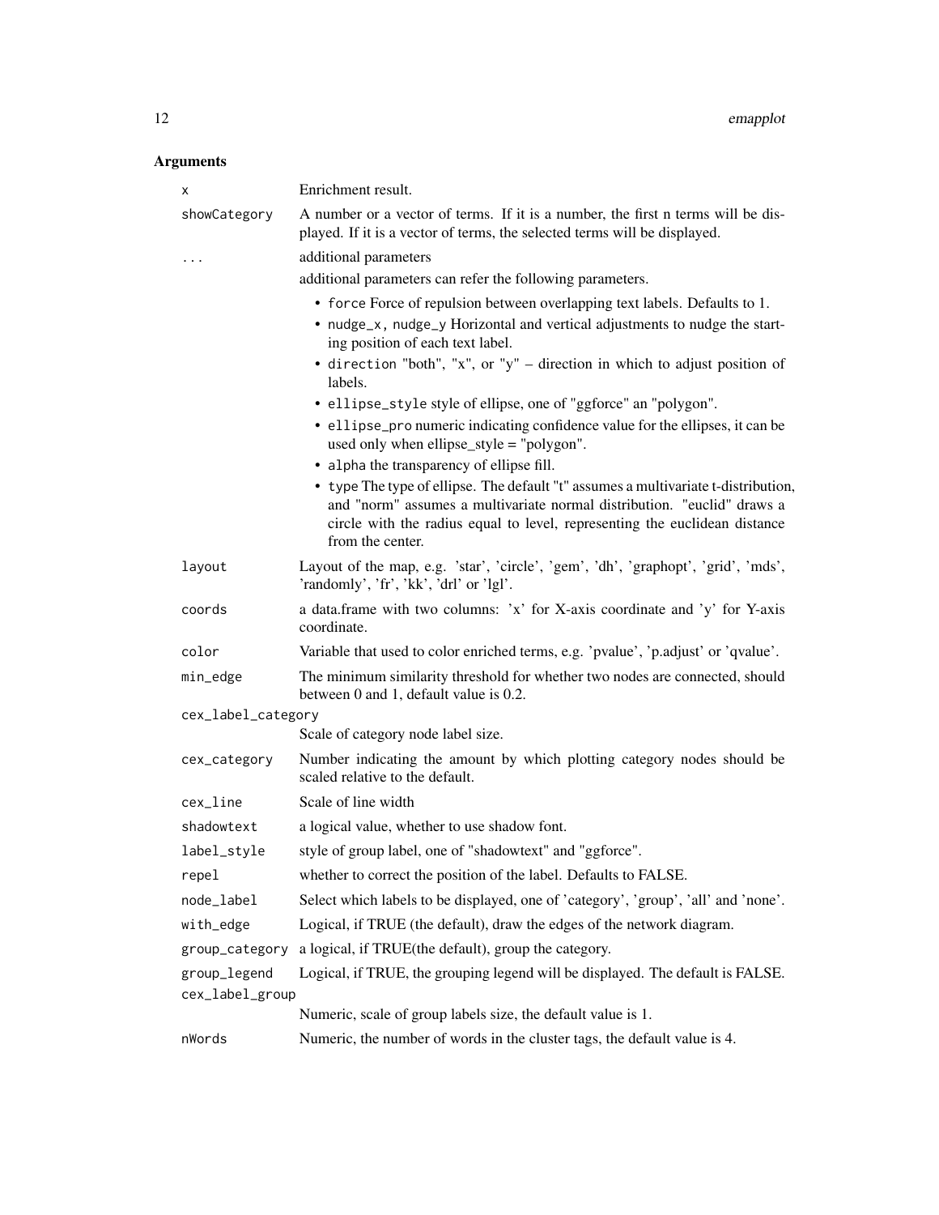## Arguments

| | |
|---|---|
| `x` | Enrichment result. |
| `showCategory` | A number or a vector of terms. If it is a number, the first n terms will be displayed. If it is a vector of terms, the selected terms will be displayed. |
| `...` | additional parameters<br>additional parameters can refer the following parameters.<br>• `force` Force of repulsion between overlapping text labels. Defaults to 1.<br>• `nudge_x, nudge_y` Horizontal and vertical adjustments to nudge the starting position of each text label.<br>• `direction` "both", "x", or "y" – direction in which to adjust position of labels.<br>• `ellipse_style` style of ellipse, one of "ggforce" an "polygon".<br>• `ellipse_pro` numeric indicating confidence value for the ellipses, it can be used only when ellipse_style = "polygon".<br>• `alpha` the transparency of ellipse fill.<br>• `type` The type of ellipse. The default "t" assumes a multivariate t-distribution, and "norm" assumes a multivariate normal distribution. "euclid" draws a circle with the radius equal to level, representing the euclidean distance from the center. |
| `layout` | Layout of the map, e.g. 'star', 'circle', 'gem', 'dh', 'graphopt', 'grid', 'mds', 'randomly', 'fr', 'kk', 'drl' or 'lgl'. |
| `coords` | a data.frame with two columns: 'x' for X-axis coordinate and 'y' for Y-axis coordinate. |
| `color` | Variable that used to color enriched terms, e.g. 'pvalue', 'p.adjust' or 'qvalue'. |
| `min_edge` | The minimum similarity threshold for whether two nodes are connected, should between 0 and 1, default value is 0.2. |
| `cex_label_category` | Scale of category node label size. |
| `cex_category` | Number indicating the amount by which plotting category nodes should be scaled relative to the default. |
| `cex_line` | Scale of line width |
| `shadowtext` | a logical value, whether to use shadow font. |
| `label_style` | style of group label, one of "shadowtext" and "ggforce". |
| `repel` | whether to correct the position of the label. Defaults to FALSE. |
| `node_label` | Select which labels to be displayed, one of 'category', 'group', 'all' and 'none'. |
| `with_edge` | Logical, if TRUE (the default), draw the edges of the network diagram. |
| `group_category` | a logical, if TRUE(the default), group the category. |
| `group_legend` | Logical, if TRUE, the grouping legend will be displayed. The default is FALSE. |
| `cex_label_group` | Numeric, scale of group labels size, the default value is 1. |
| `nWords` | Numeric, the number of words in the cluster tags, the default value is 4. |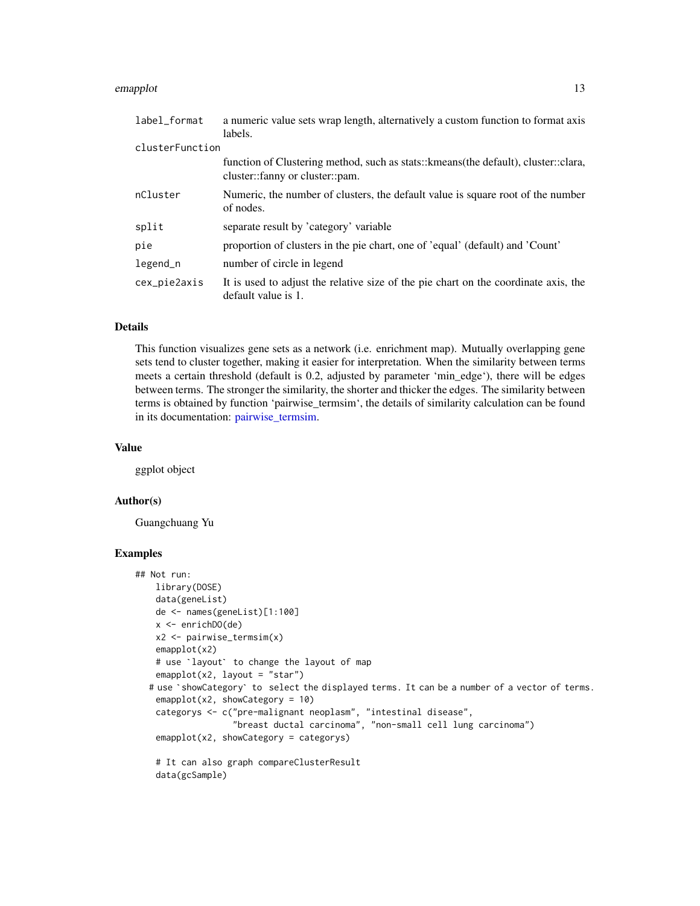| | |
|---|---|
| label_format | a numeric value sets wrap length, alternatively a custom function to format axis labels. |
| clusterFunction | function of Clustering method, such as stats::kmeans(the default), cluster::clara, cluster::fanny or cluster::pam. |
| nCluster | Numeric, the number of clusters, the default value is square root of the number of nodes. |
| split | separate result by 'category' variable |
| pie | proportion of clusters in the pie chart, one of 'equal' (default) and 'Count' |
| legend_n | number of circle in legend |
| cex_pie2axis | It is used to adjust the relative size of the pie chart on the coordinate axis, the default value is 1. |

## Details

This function visualizes gene sets as a network (i.e. enrichment map). Mutually overlapping gene sets tend to cluster together, making it easier for interpretation. When the similarity between terms meets a certain threshold (default is 0.2, adjusted by parameter 'min_edge'), there will be edges between terms. The stronger the similarity, the shorter and thicker the edges. The similarity between terms is obtained by function 'pairwise_termsim', the details of similarity calculation can be found in its documentation: pairwise_termsim.

## Value

ggplot object

## Author(s)

Guangchuang Yu

## Examples

```
## Not run:
    library(DOSE)
    data(geneList)
    de <- names(geneList)[1:100]
    x <- enrichDO(de)
    x2 <- pairwise_termsim(x)
    emapplot(x2)
    # use `layout` to change the layout of map
    emapplot(x2, layout = "star")
   # use `showCategory` to select the displayed terms. It can be a number of a vector of terms.
    emapplot(x2, showCategory = 10)
    categorys <- c("pre-malignant neoplasm", "intestinal disease",
                   "breast ductal carcinoma", "non-small cell lung carcinoma")
    emapplot(x2, showCategory = categorys)

    # It can also graph compareClusterResult
    data(gcSample)
```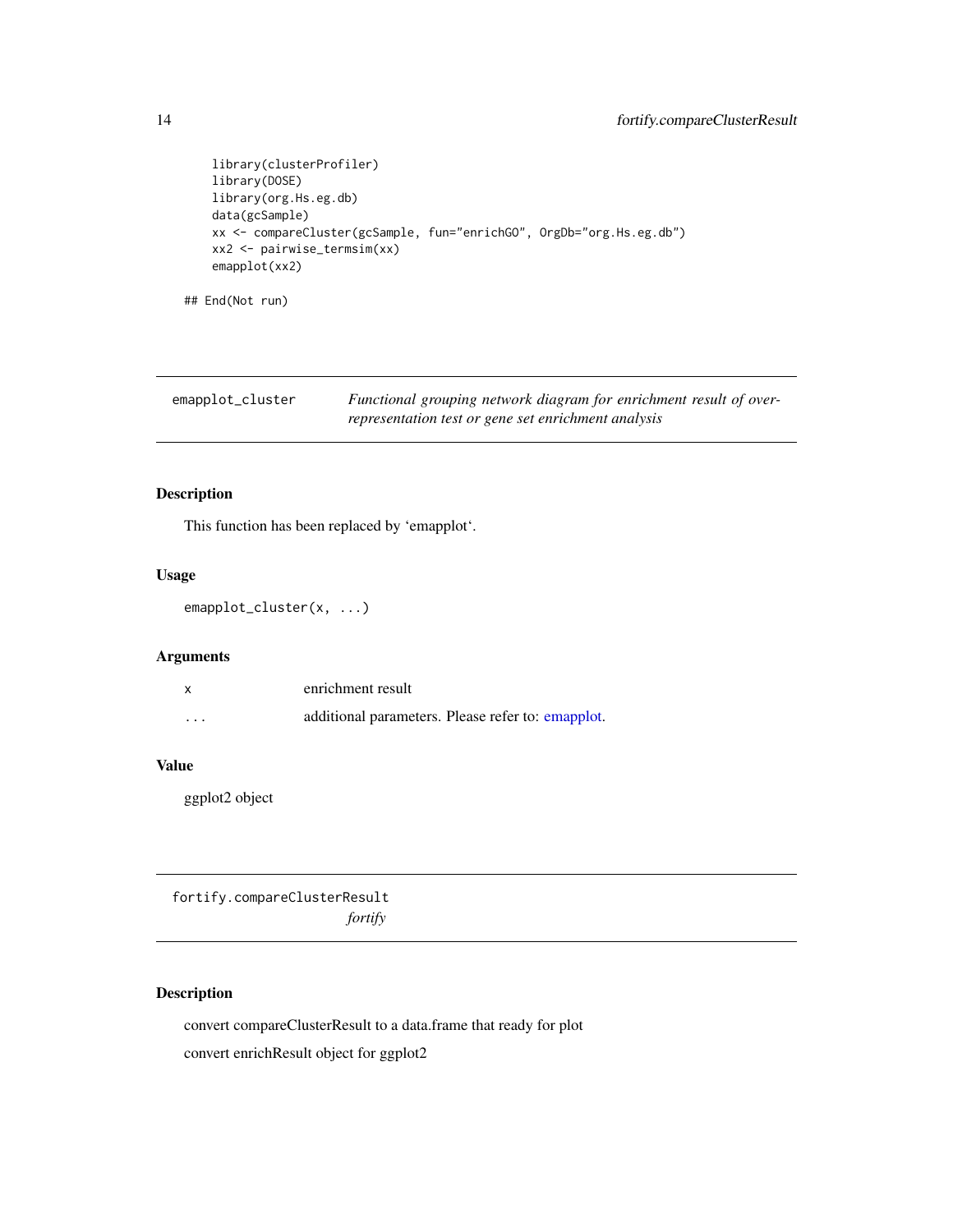```
    library(clusterProfiler)
    library(DOSE)
    library(org.Hs.eg.db)
    data(gcSample)
    xx <- compareCluster(gcSample, fun="enrichGO", OrgDb="org.Hs.eg.db")
    xx2 <- pairwise_termsim(xx)
    emapplot(xx2)

## End(Not run)
```

---

## emapplot_cluster

*Functional grouping network diagram for enrichment result of over-representation test or gene set enrichment analysis*

### Description

This function has been replaced by 'emapplot'.

### Usage

```
emapplot_cluster(x, ...)
```

### Arguments

| | |
|---|---|
| x | enrichment result |
| ... | additional parameters. Please refer to: emapplot. |

### Value

ggplot2 object

---

## fortify.compareClusterResult

*fortify*

### Description

convert compareClusterResult to a data.frame that ready for plot

convert enrichResult object for ggplot2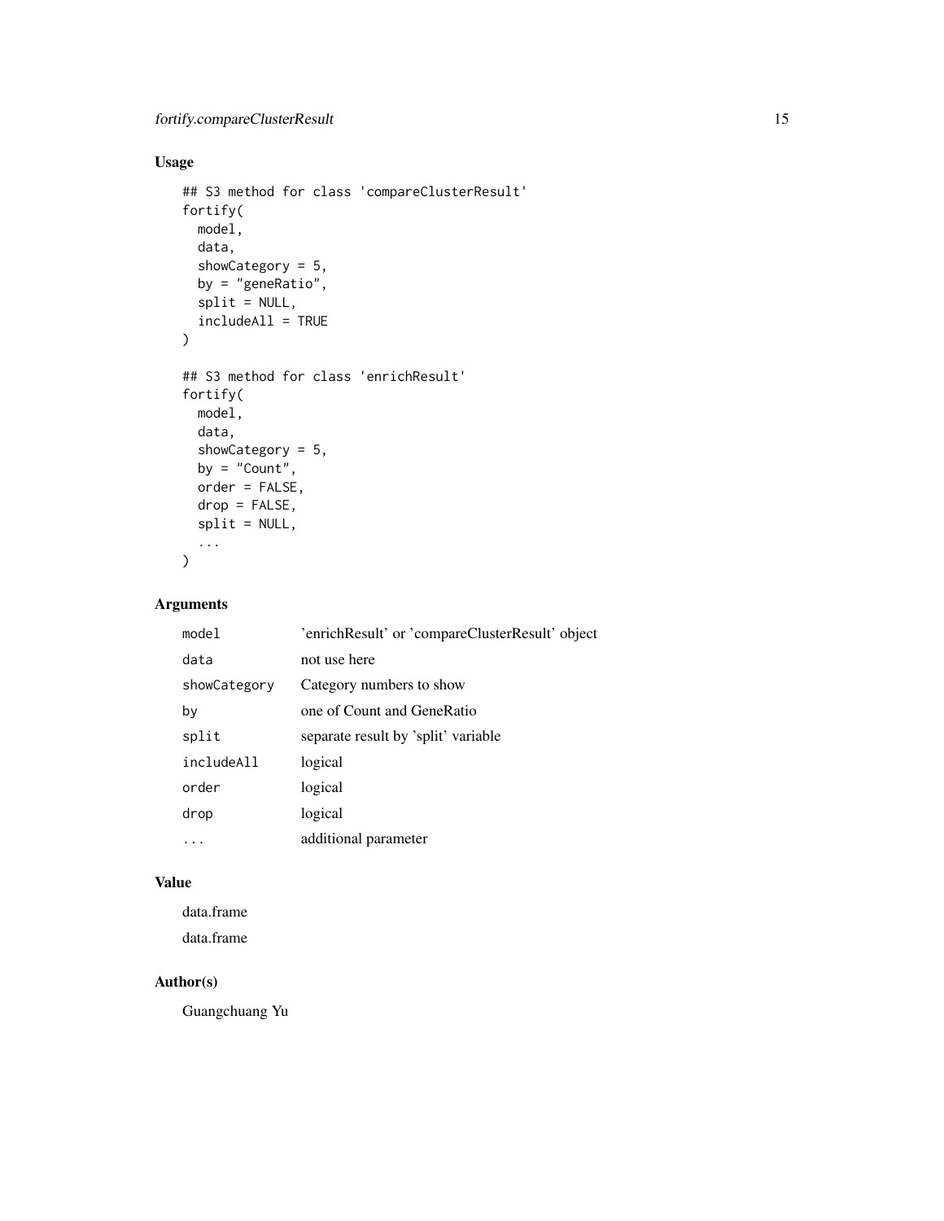## Usage

```
## S3 method for class 'compareClusterResult'
fortify(
  model,
  data,
  showCategory = 5,
  by = "geneRatio",
  split = NULL,
  includeAll = TRUE
)

## S3 method for class 'enrichResult'
fortify(
  model,
  data,
  showCategory = 5,
  by = "Count",
  order = FALSE,
  drop = FALSE,
  split = NULL,
  ...
)
```

## Arguments

| | |
|---|---|
| `model` | 'enrichResult' or 'compareClusterResult' object |
| `data` | not use here |
| `showCategory` | Category numbers to show |
| `by` | one of Count and GeneRatio |
| `split` | separate result by 'split' variable |
| `includeAll` | logical |
| `order` | logical |
| `drop` | logical |
| `...` | additional parameter |

## Value

data.frame

data.frame

## Author(s)

Guangchuang Yu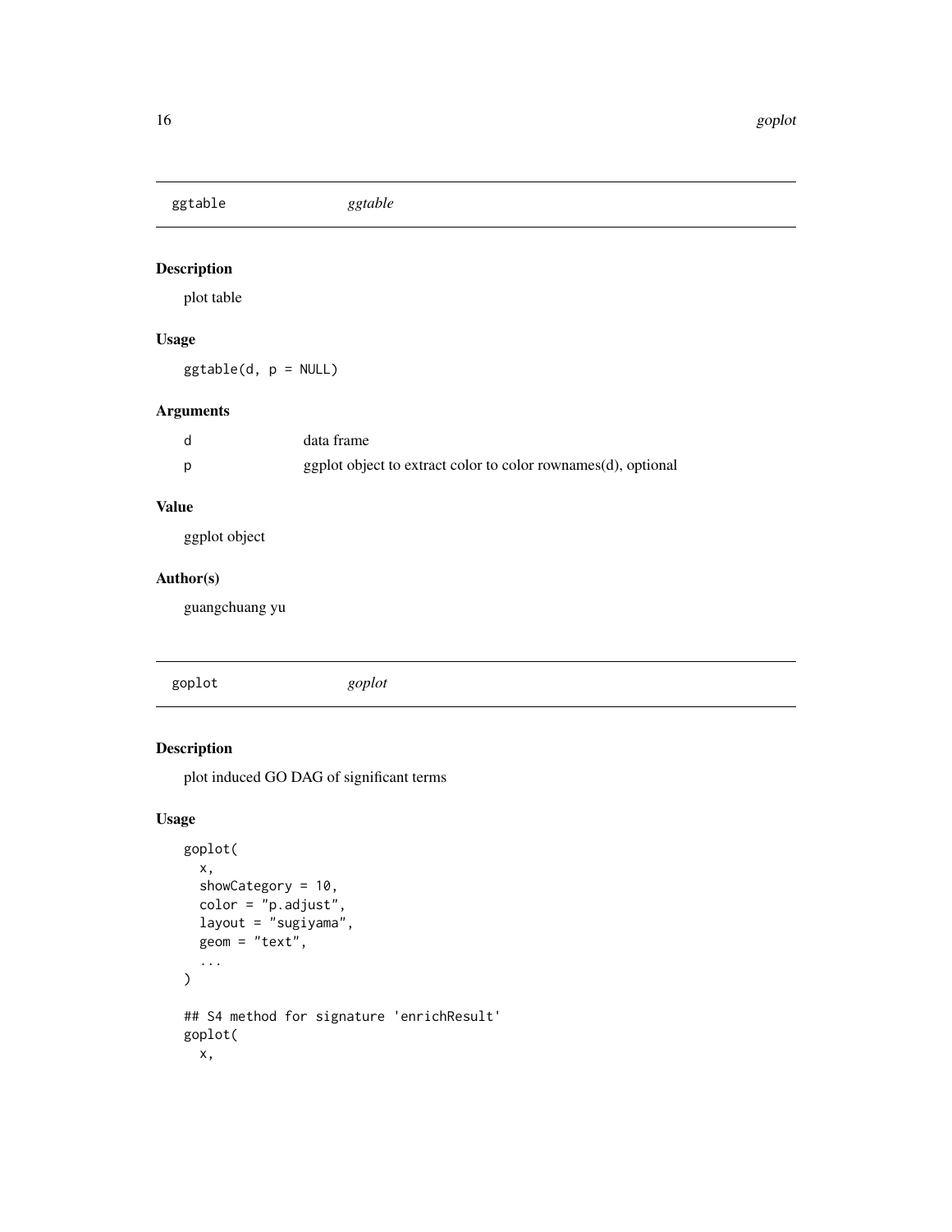## ggtable *ggtable*

### Description

plot table

### Usage

```
ggtable(d, p = NULL)
```

### Arguments

| | |
|---|---|
| d | data frame |
| p | ggplot object to extract color to color rownames(d), optional |

### Value

ggplot object

### Author(s)

guangchuang yu

## goplot *goplot*

### Description

plot induced GO DAG of significant terms

### Usage

```
goplot(
  x,
  showCategory = 10,
  color = "p.adjust",
  layout = "sugiyama",
  geom = "text",
  ...
)

## S4 method for signature 'enrichResult'
goplot(
  x,
```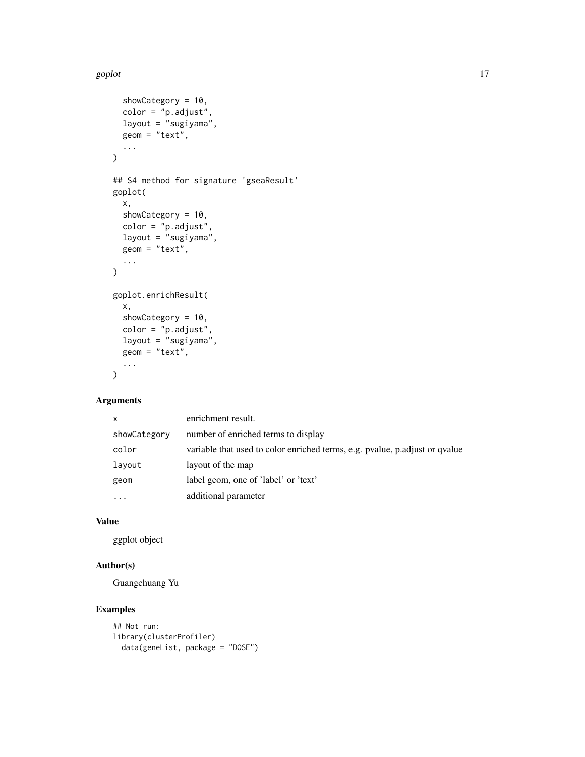```
  showCategory = 10,
  color = "p.adjust",
  layout = "sugiyama",
  geom = "text",
  ...
)

## S4 method for signature 'gseaResult'
goplot(
  x,
  showCategory = 10,
  color = "p.adjust",
  layout = "sugiyama",
  geom = "text",
  ...
)

goplot.enrichResult(
  x,
  showCategory = 10,
  color = "p.adjust",
  layout = "sugiyama",
  geom = "text",
  ...
)
```

### Arguments

| | |
|---|---|
| `x` | enrichment result. |
| `showCategory` | number of enriched terms to display |
| `color` | variable that used to color enriched terms, e.g. pvalue, p.adjust or qvalue |
| `layout` | layout of the map |
| `geom` | label geom, one of 'label' or 'text' |
| `...` | additional parameter |

### Value

ggplot object

### Author(s)

Guangchuang Yu

### Examples

```
## Not run:
library(clusterProfiler)
  data(geneList, package = "DOSE")
```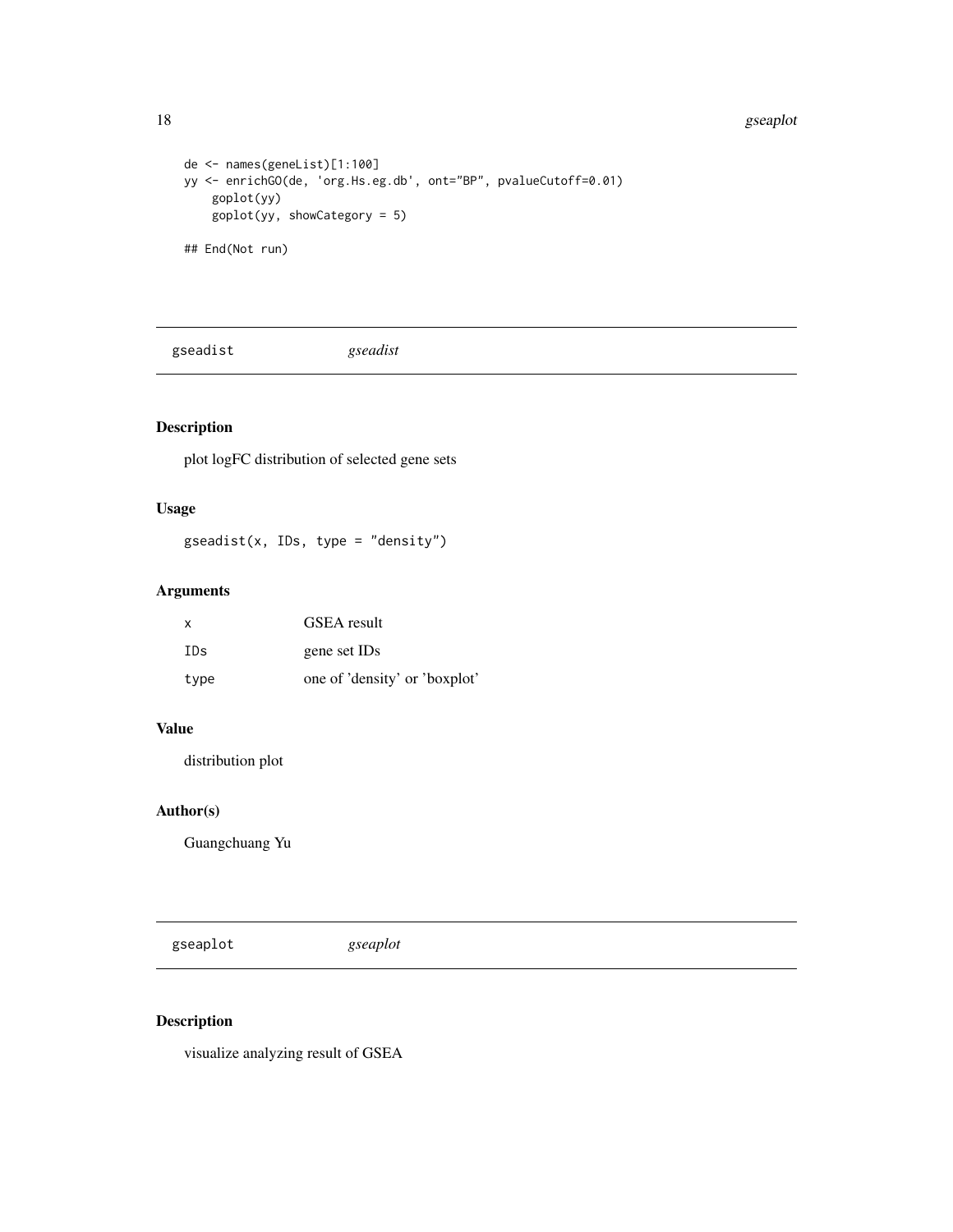```
de <- names(geneList)[1:100]
yy <- enrichGO(de, 'org.Hs.eg.db', ont="BP", pvalueCutoff=0.01)
    goplot(yy)
    goplot(yy, showCategory = 5)

## End(Not run)
```

## gseadist *gseadist*

### Description

plot logFC distribution of selected gene sets

### Usage

```
gseadist(x, IDs, type = "density")
```

### Arguments

| | |
|---|---|
| x | GSEA result |
| IDs | gene set IDs |
| type | one of 'density' or 'boxplot' |

### Value

distribution plot

### Author(s)

Guangchuang Yu

## gseaplot *gseaplot*

### Description

visualize analyzing result of GSEA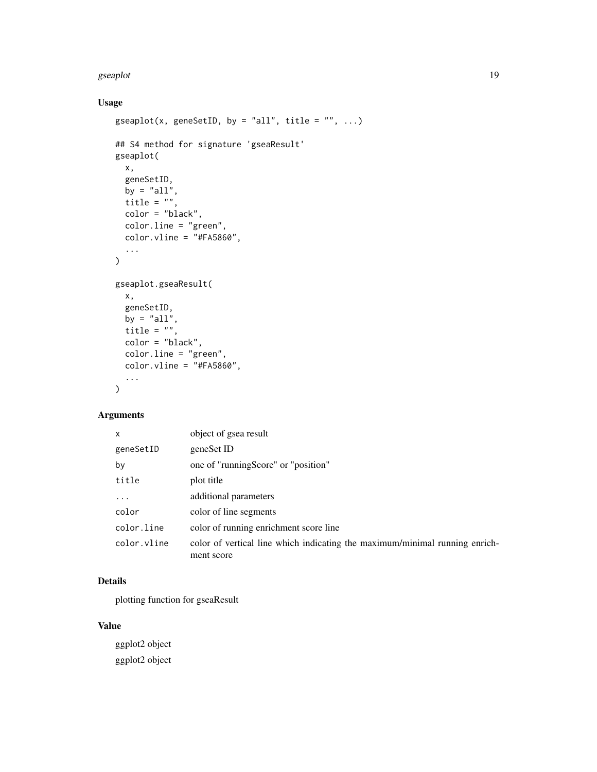## Usage

```
gseaplot(x, geneSetID, by = "all", title = "", ...)

## S4 method for signature 'gseaResult'
gseaplot(
  x,
  geneSetID,
  by = "all",
  title = "",
  color = "black",
  color.line = "green",
  color.vline = "#FA5860",
  ...
)

gseaplot.gseaResult(
  x,
  geneSetID,
  by = "all",
  title = "",
  color = "black",
  color.line = "green",
  color.vline = "#FA5860",
  ...
)
```

## Arguments

| | |
|---|---|
| `x` | object of gsea result |
| `geneSetID` | geneSet ID |
| `by` | one of "runningScore" or "position" |
| `title` | plot title |
| `...` | additional parameters |
| `color` | color of line segments |
| `color.line` | color of running enrichment score line |
| `color.vline` | color of vertical line which indicating the maximum/minimal running enrichment score |

## Details

plotting function for gseaResult

## Value

ggplot2 object

ggplot2 object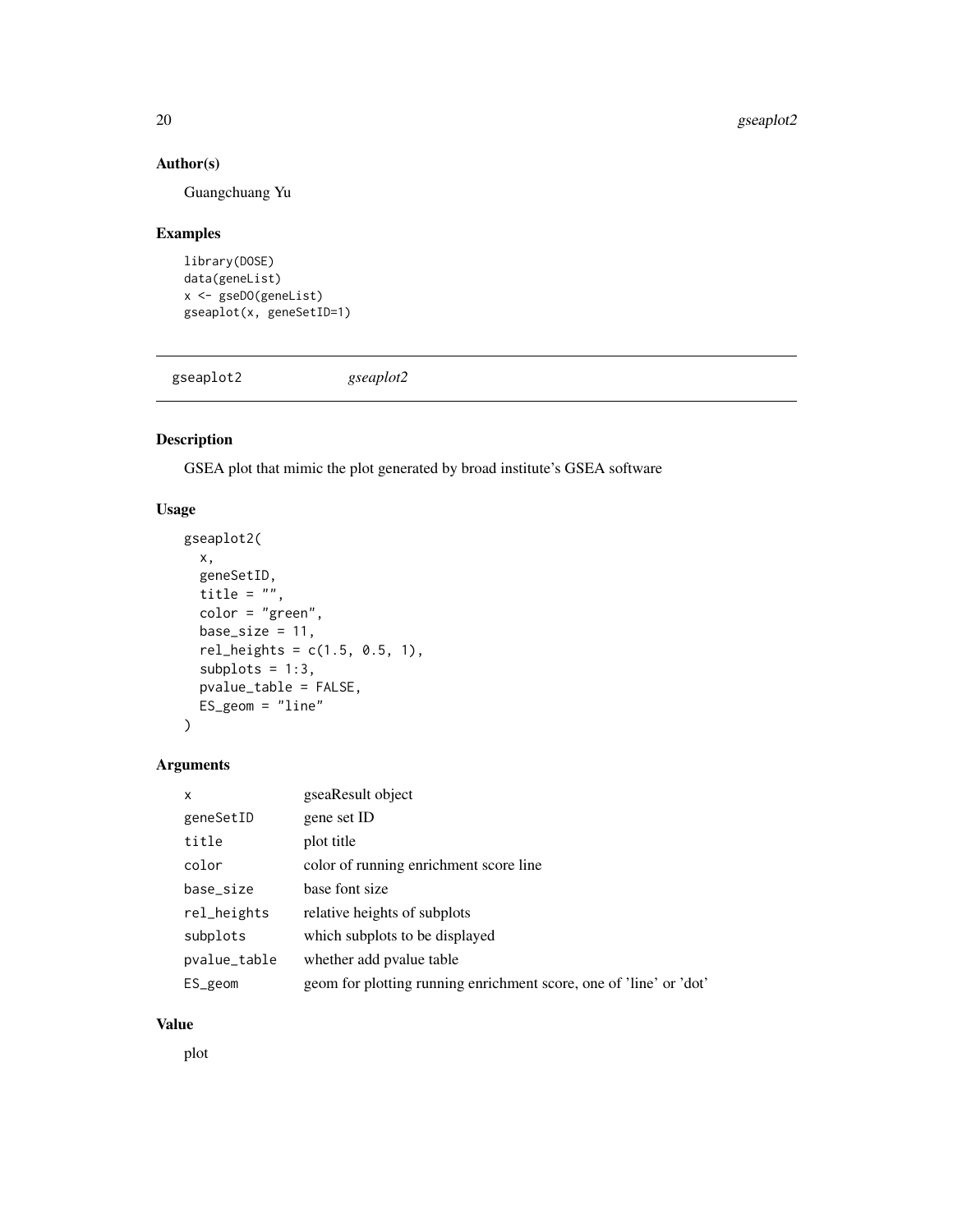## Author(s)

Guangchuang Yu

## Examples

```
library(DOSE)
data(geneList)
x <- gseDO(geneList)
gseaplot(x, geneSetID=1)
```

---

# gseaplot2 &nbsp;&nbsp;&nbsp;&nbsp; *gseaplot2*

---

## Description

GSEA plot that mimic the plot generated by broad institute's GSEA software

## Usage

```
gseaplot2(
  x,
  geneSetID,
  title = "",
  color = "green",
  base_size = 11,
  rel_heights = c(1.5, 0.5, 1),
  subplots = 1:3,
  pvalue_table = FALSE,
  ES_geom = "line"
)
```

## Arguments

| | |
|---|---|
| x | gseaResult object |
| geneSetID | gene set ID |
| title | plot title |
| color | color of running enrichment score line |
| base_size | base font size |
| rel_heights | relative heights of subplots |
| subplots | which subplots to be displayed |
| pvalue_table | whether add pvalue table |
| ES_geom | geom for plotting running enrichment score, one of 'line' or 'dot' |

## Value

plot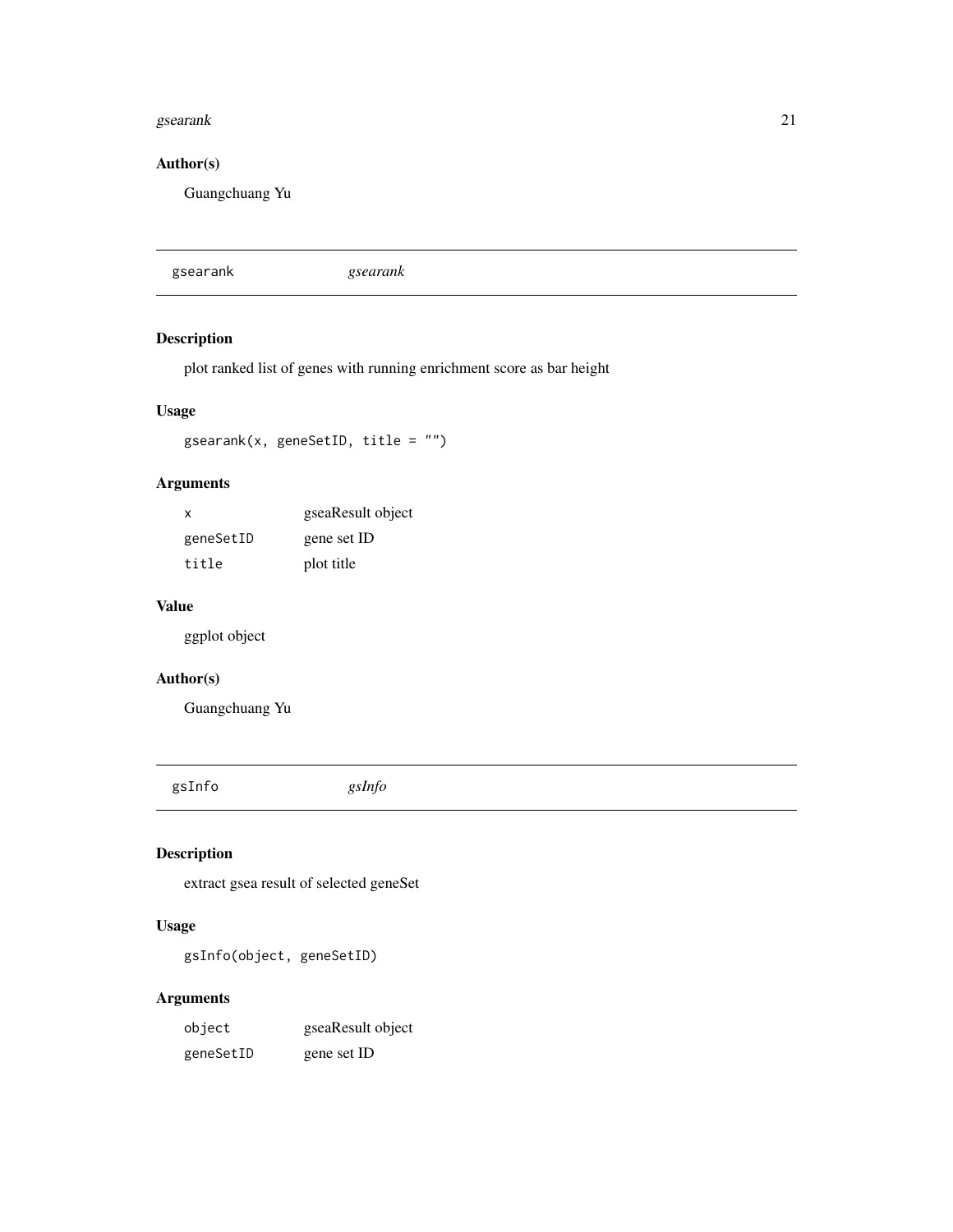## Author(s)

Guangchuang Yu

---

gsearank *gsearank*

---

## Description

plot ranked list of genes with running enrichment score as bar height

## Usage

```
gsearank(x, geneSetID, title = "")
```

## Arguments

| | |
|---|---|
| x | gseaResult object |
| geneSetID | gene set ID |
| title | plot title |

## Value

ggplot object

## Author(s)

Guangchuang Yu

---

gsInfo *gsInfo*

---

## Description

extract gsea result of selected geneSet

## Usage

```
gsInfo(object, geneSetID)
```

## Arguments

| | |
|---|---|
| object | gseaResult object |
| geneSetID | gene set ID |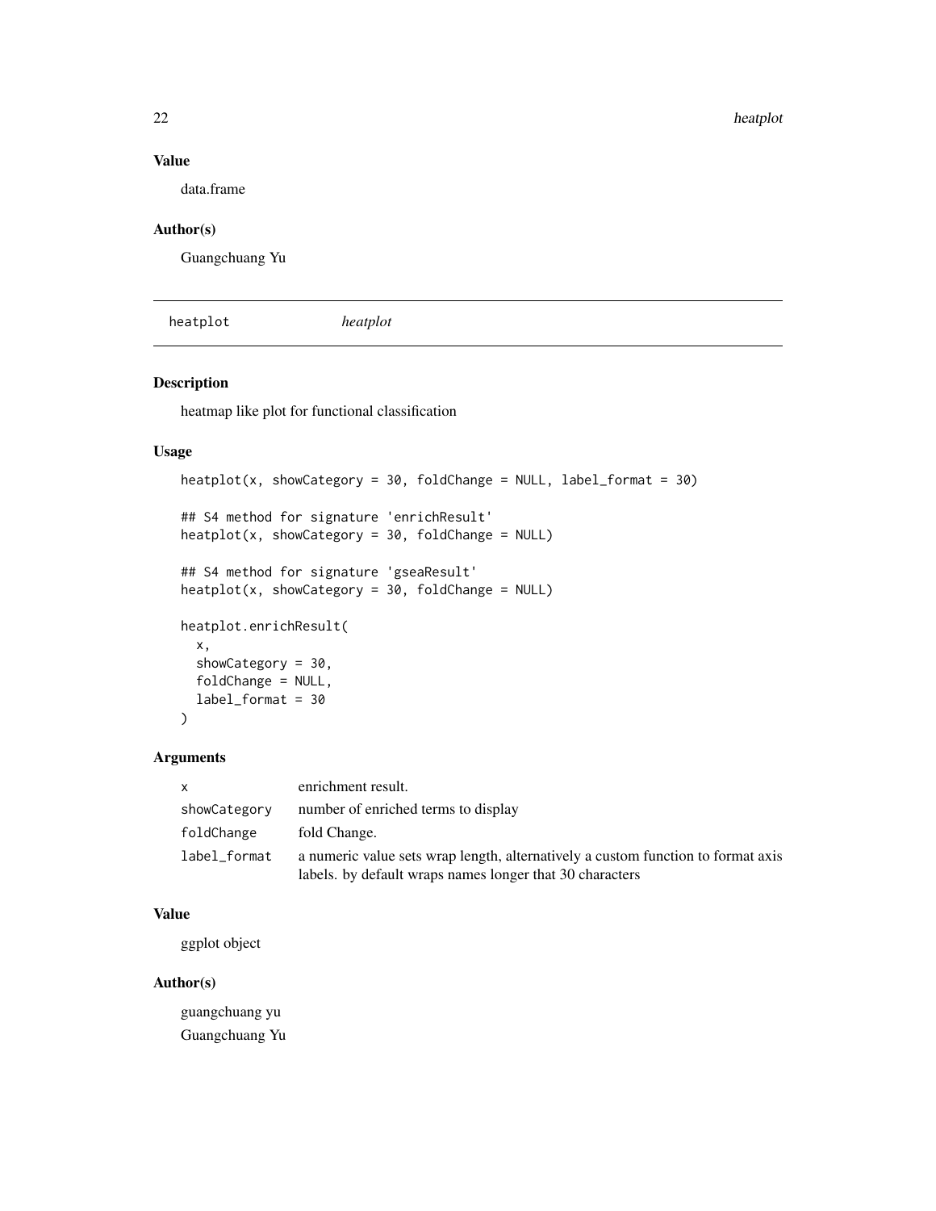### Value

data.frame

### Author(s)

Guangchuang Yu

---

## heatplot *heatplot*

### Description

heatmap like plot for functional classification

### Usage

```
heatplot(x, showCategory = 30, foldChange = NULL, label_format = 30)

## S4 method for signature 'enrichResult'
heatplot(x, showCategory = 30, foldChange = NULL)

## S4 method for signature 'gseaResult'
heatplot(x, showCategory = 30, foldChange = NULL)

heatplot.enrichResult(
  x,
  showCategory = 30,
  foldChange = NULL,
  label_format = 30
)
```

### Arguments

| | |
|---|---|
| `x` | enrichment result. |
| `showCategory` | number of enriched terms to display |
| `foldChange` | fold Change. |
| `label_format` | a numeric value sets wrap length, alternatively a custom function to format axis labels. by default wraps names longer that 30 characters |

### Value

ggplot object

### Author(s)

guangchuang yu

Guangchuang Yu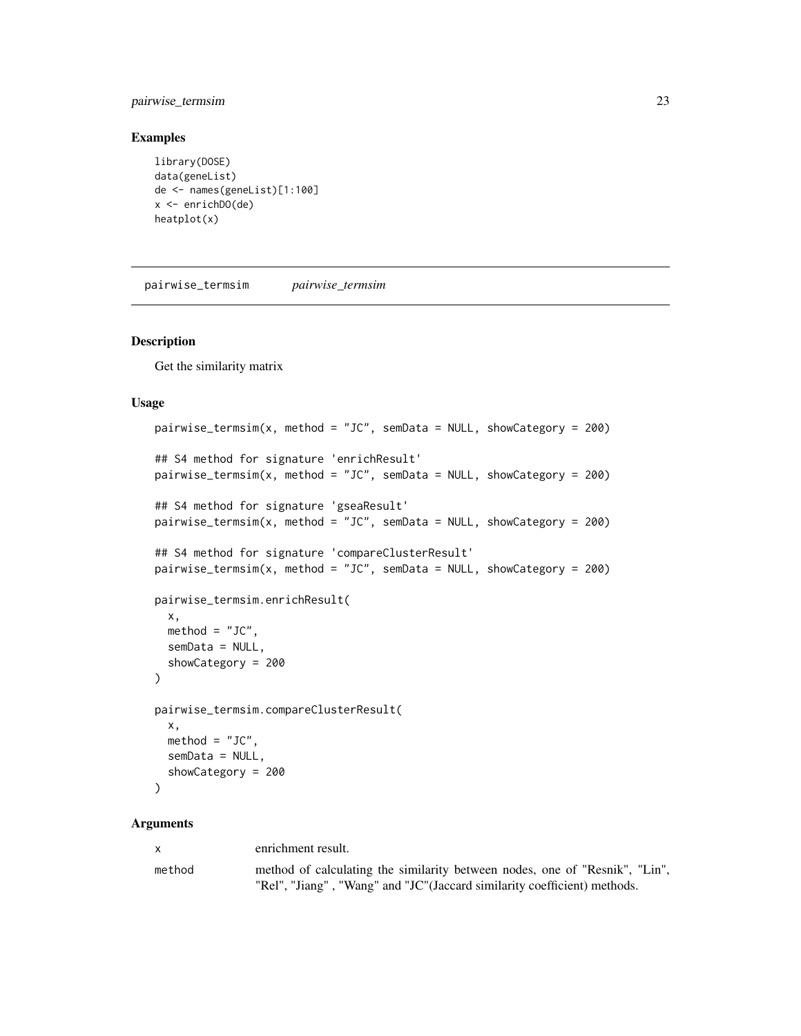## Examples

```
library(DOSE)
data(geneList)
de <- names(geneList)[1:100]
x <- enrichDO(de)
heatplot(x)
```

---

# pairwise_termsim    *pairwise_termsim*

## Description

Get the similarity matrix

## Usage

```
pairwise_termsim(x, method = "JC", semData = NULL, showCategory = 200)

## S4 method for signature 'enrichResult'
pairwise_termsim(x, method = "JC", semData = NULL, showCategory = 200)

## S4 method for signature 'gseaResult'
pairwise_termsim(x, method = "JC", semData = NULL, showCategory = 200)

## S4 method for signature 'compareClusterResult'
pairwise_termsim(x, method = "JC", semData = NULL, showCategory = 200)

pairwise_termsim.enrichResult(
  x,
  method = "JC",
  semData = NULL,
  showCategory = 200
)

pairwise_termsim.compareClusterResult(
  x,
  method = "JC",
  semData = NULL,
  showCategory = 200
)
```

## Arguments

| | |
|---|---|
| x | enrichment result. |
| method | method of calculating the similarity between nodes, one of "Resnik", "Lin", "Rel", "Jiang" , "Wang" and "JC"(Jaccard similarity coefficient) methods. |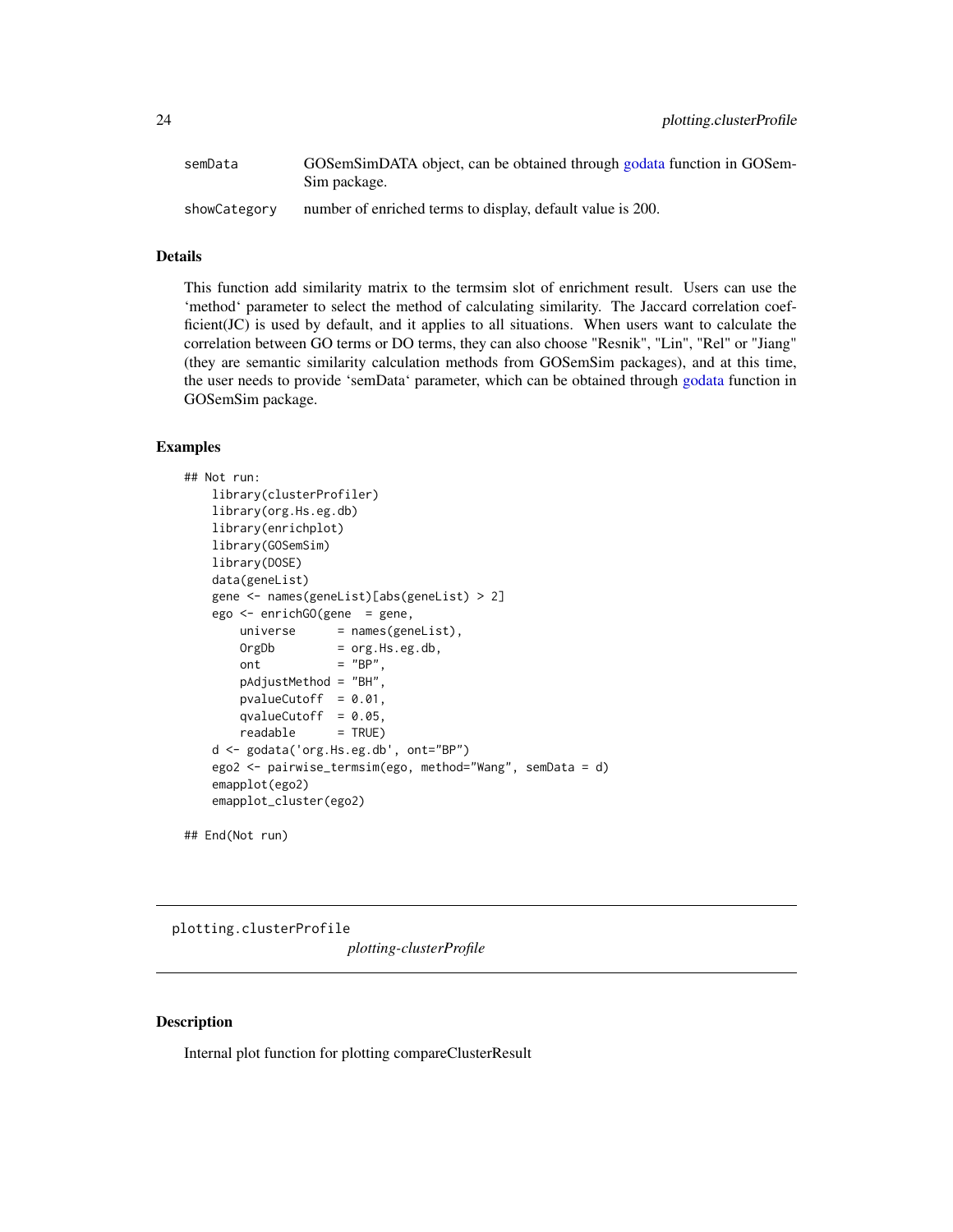| | |
|---|---|
| semData | GOSemSimDATA object, can be obtained through godata function in GOSemSim package. |
| showCategory | number of enriched terms to display, default value is 200. |

### Details

This function add similarity matrix to the termsim slot of enrichment result. Users can use the 'method' parameter to select the method of calculating similarity. The Jaccard correlation coefficient(JC) is used by default, and it applies to all situations. When users want to calculate the correlation between GO terms or DO terms, they can also choose "Resnik", "Lin", "Rel" or "Jiang" (they are semantic similarity calculation methods from GOSemSim packages), and at this time, the user needs to provide 'semData' parameter, which can be obtained through godata function in GOSemSim package.

### Examples

```
## Not run:
    library(clusterProfiler)
    library(org.Hs.eg.db)
    library(enrichplot)
    library(GOSemSim)
    library(DOSE)
    data(geneList)
    gene <- names(geneList)[abs(geneList) > 2]
    ego <- enrichGO(gene  = gene,
        universe      = names(geneList),
        OrgDb         = org.Hs.eg.db,
        ont           = "BP",
        pAdjustMethod = "BH",
        pvalueCutoff  = 0.01,
        qvalueCutoff  = 0.05,
        readable      = TRUE)
    d <- godata('org.Hs.eg.db', ont="BP")
    ego2 <- pairwise_termsim(ego, method="Wang", semData = d)
    emapplot(ego2)
    emapplot_cluster(ego2)

## End(Not run)
```

## plotting.clusterProfile

*plotting-clusterProfile*

### Description

Internal plot function for plotting compareClusterResult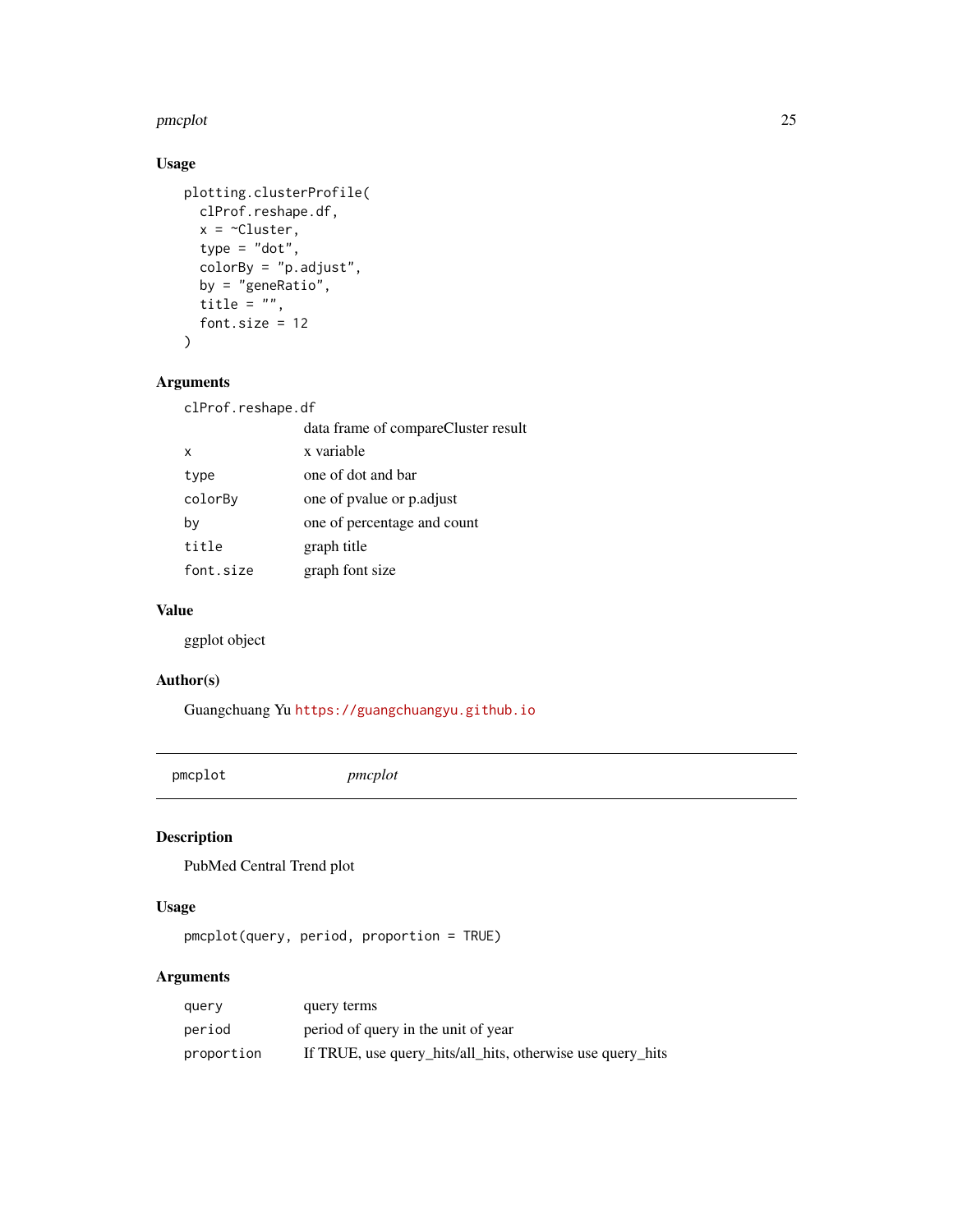## Usage

```
plotting.clusterProfile(
  clProf.reshape.df,
  x = ~Cluster,
  type = "dot",
  colorBy = "p.adjust",
  by = "geneRatio",
  title = "",
  font.size = 12
)
```

## Arguments

| | |
|---|---|
| `clProf.reshape.df` | data frame of compareCluster result |
| `x` | x variable |
| `type` | one of dot and bar |
| `colorBy` | one of pvalue or p.adjust |
| `by` | one of percentage and count |
| `title` | graph title |
| `font.size` | graph font size |

## Value

ggplot object

## Author(s)

Guangchuang Yu https://guangchuangyu.github.io

---

# pmcplot *pmcplot*

---

## Description

PubMed Central Trend plot

## Usage

```
pmcplot(query, period, proportion = TRUE)
```

## Arguments

| | |
|---|---|
| `query` | query terms |
| `period` | period of query in the unit of year |
| `proportion` | If TRUE, use query_hits/all_hits, otherwise use query_hits |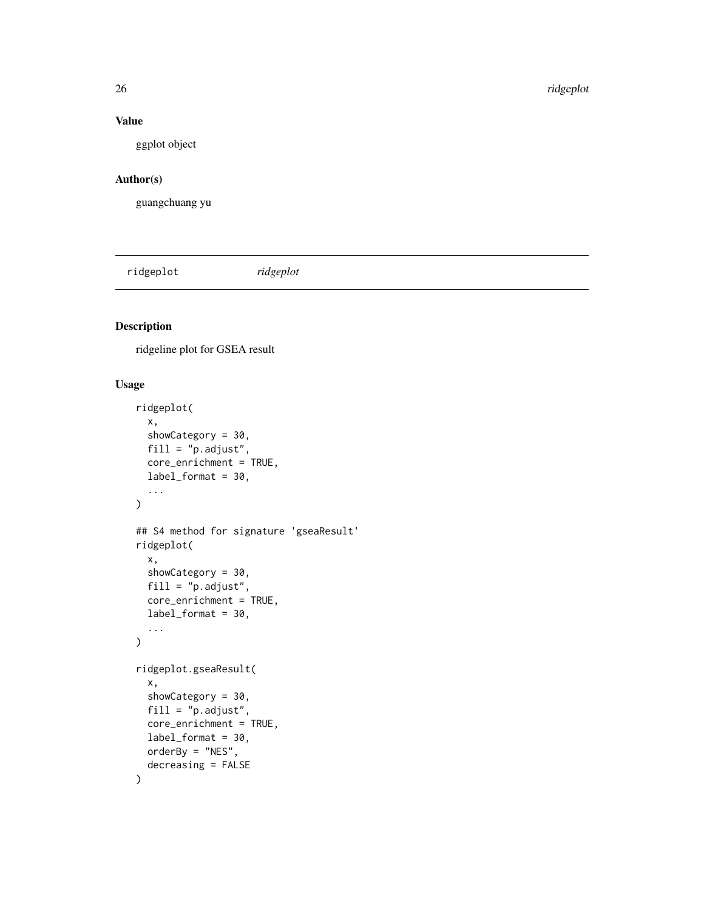## Value

ggplot object

## Author(s)

guangchuang yu

---

ridgeplot *ridgeplot*

---

## Description

ridgeline plot for GSEA result

## Usage

```
ridgeplot(
  x,
  showCategory = 30,
  fill = "p.adjust",
  core_enrichment = TRUE,
  label_format = 30,
  ...
)

## S4 method for signature 'gseaResult'
ridgeplot(
  x,
  showCategory = 30,
  fill = "p.adjust",
  core_enrichment = TRUE,
  label_format = 30,
  ...
)

ridgeplot.gseaResult(
  x,
  showCategory = 30,
  fill = "p.adjust",
  core_enrichment = TRUE,
  label_format = 30,
  orderBy = "NES",
  decreasing = FALSE
)
```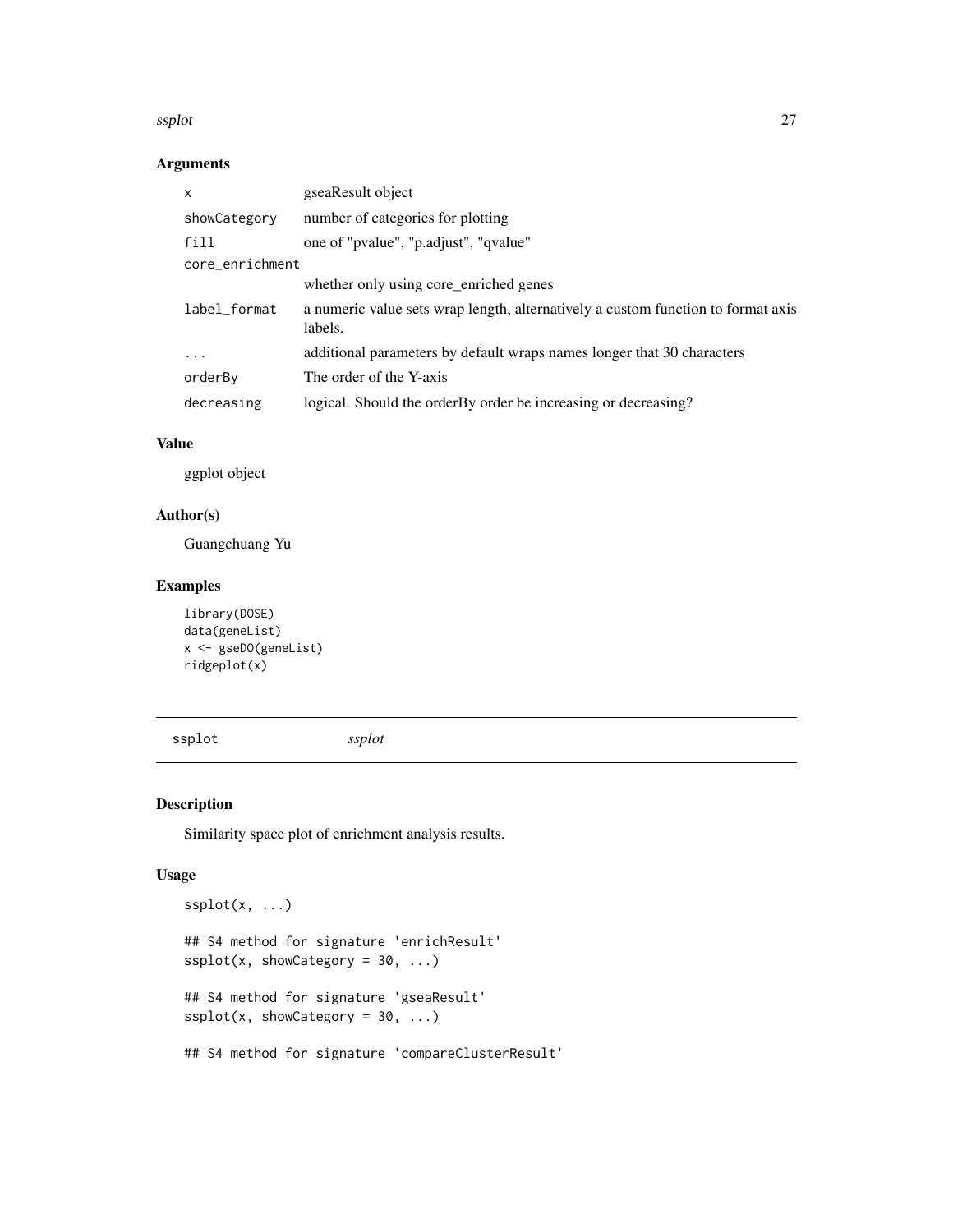## Arguments

| | |
|---|---|
| x | gseaResult object |
| showCategory | number of categories for plotting |
| fill | one of "pvalue", "p.adjust", "qvalue" |
| core_enrichment | whether only using core_enriched genes |
| label_format | a numeric value sets wrap length, alternatively a custom function to format axis labels. |
| ... | additional parameters by default wraps names longer that 30 characters |
| orderBy | The order of the Y-axis |
| decreasing | logical. Should the orderBy order be increasing or decreasing? |

## Value

ggplot object

## Author(s)

Guangchuang Yu

## Examples

```
library(DOSE)
data(geneList)
x <- gseDO(geneList)
ridgeplot(x)
```

---

# ssplot *ssplot*

## Description

Similarity space plot of enrichment analysis results.

## Usage

```
ssplot(x, ...)

## S4 method for signature 'enrichResult'
ssplot(x, showCategory = 30, ...)

## S4 method for signature 'gseaResult'
ssplot(x, showCategory = 30, ...)

## S4 method for signature 'compareClusterResult'
```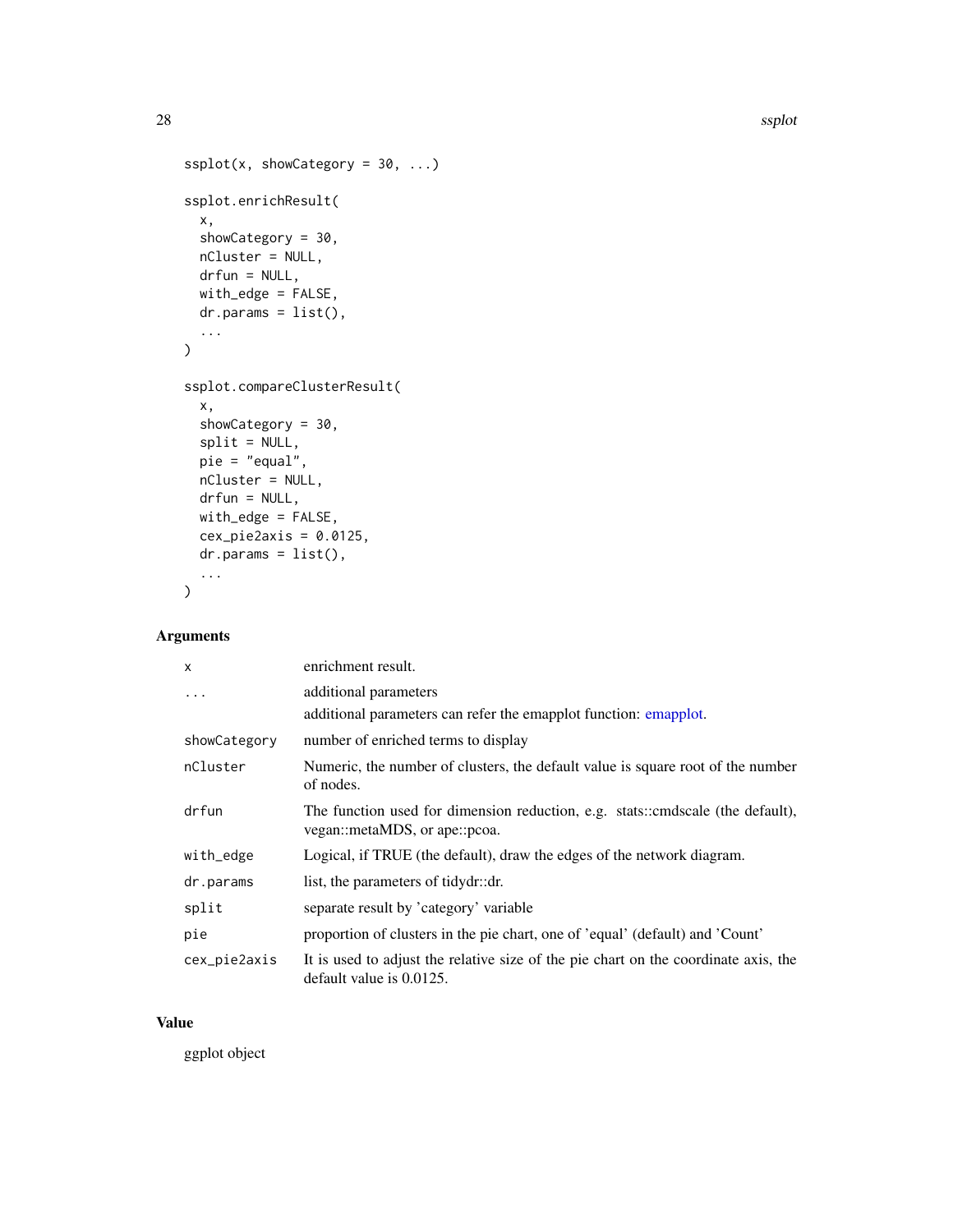```
ssplot(x, showCategory = 30, ...)

ssplot.enrichResult(
  x,
  showCategory = 30,
  nCluster = NULL,
  drfun = NULL,
  with_edge = FALSE,
  dr.params = list(),
  ...
)

ssplot.compareClusterResult(
  x,
  showCategory = 30,
  split = NULL,
  pie = "equal",
  nCluster = NULL,
  drfun = NULL,
  with_edge = FALSE,
  cex_pie2axis = 0.0125,
  dr.params = list(),
  ...
)
```

## Arguments

| | |
|---|---|
| `x` | enrichment result. |
| `...` | additional parameters<br>additional parameters can refer the emapplot function: emapplot. |
| `showCategory` | number of enriched terms to display |
| `nCluster` | Numeric, the number of clusters, the default value is square root of the number of nodes. |
| `drfun` | The function used for dimension reduction, e.g. stats::cmdscale (the default), vegan::metaMDS, or ape::pcoa. |
| `with_edge` | Logical, if TRUE (the default), draw the edges of the network diagram. |
| `dr.params` | list, the parameters of tidydr::dr. |
| `split` | separate result by 'category' variable |
| `pie` | proportion of clusters in the pie chart, one of 'equal' (default) and 'Count' |
| `cex_pie2axis` | It is used to adjust the relative size of the pie chart on the coordinate axis, the default value is 0.0125. |

## Value

ggplot object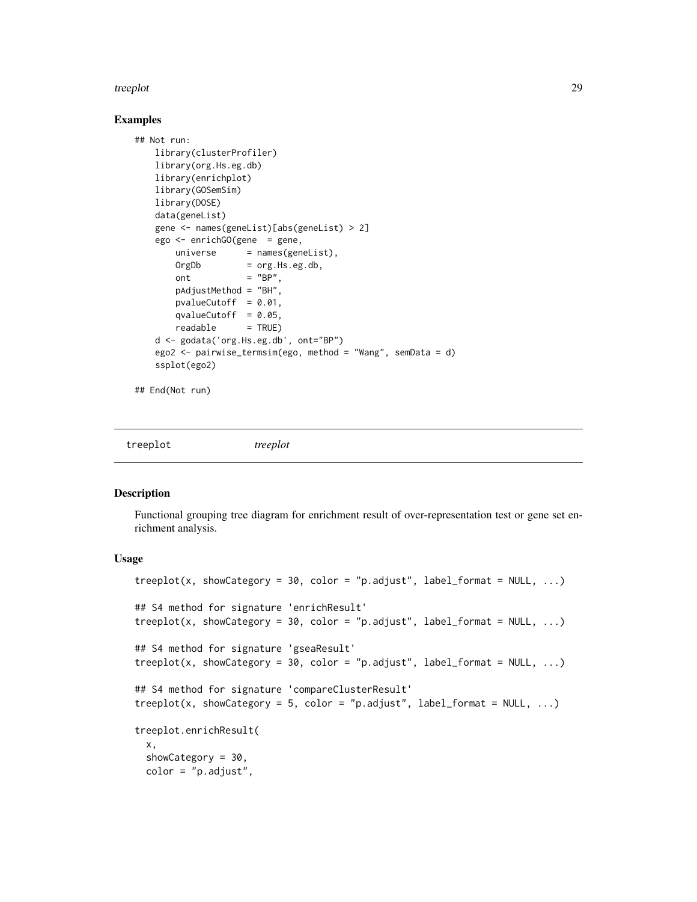### Examples

```
## Not run:
    library(clusterProfiler)
    library(org.Hs.eg.db)
    library(enrichplot)
    library(GOSemSim)
    library(DOSE)
    data(geneList)
    gene <- names(geneList)[abs(geneList) > 2]
    ego <- enrichGO(gene  = gene,
        universe      = names(geneList),
        OrgDb         = org.Hs.eg.db,
        ont           = "BP",
        pAdjustMethod = "BH",
        pvalueCutoff  = 0.01,
        qvalueCutoff  = 0.05,
        readable      = TRUE)
    d <- godata('org.Hs.eg.db', ont="BP")
    ego2 <- pairwise_termsim(ego, method = "Wang", semData = d)
    ssplot(ego2)

## End(Not run)
```

---

## treeplot *treeplot*

---

### Description

Functional grouping tree diagram for enrichment result of over-representation test or gene set enrichment analysis.

### Usage

```
treeplot(x, showCategory = 30, color = "p.adjust", label_format = NULL, ...)

## S4 method for signature 'enrichResult'
treeplot(x, showCategory = 30, color = "p.adjust", label_format = NULL, ...)

## S4 method for signature 'gseaResult'
treeplot(x, showCategory = 30, color = "p.adjust", label_format = NULL, ...)

## S4 method for signature 'compareClusterResult'
treeplot(x, showCategory = 5, color = "p.adjust", label_format = NULL, ...)

treeplot.enrichResult(
  x,
  showCategory = 30,
  color = "p.adjust",
```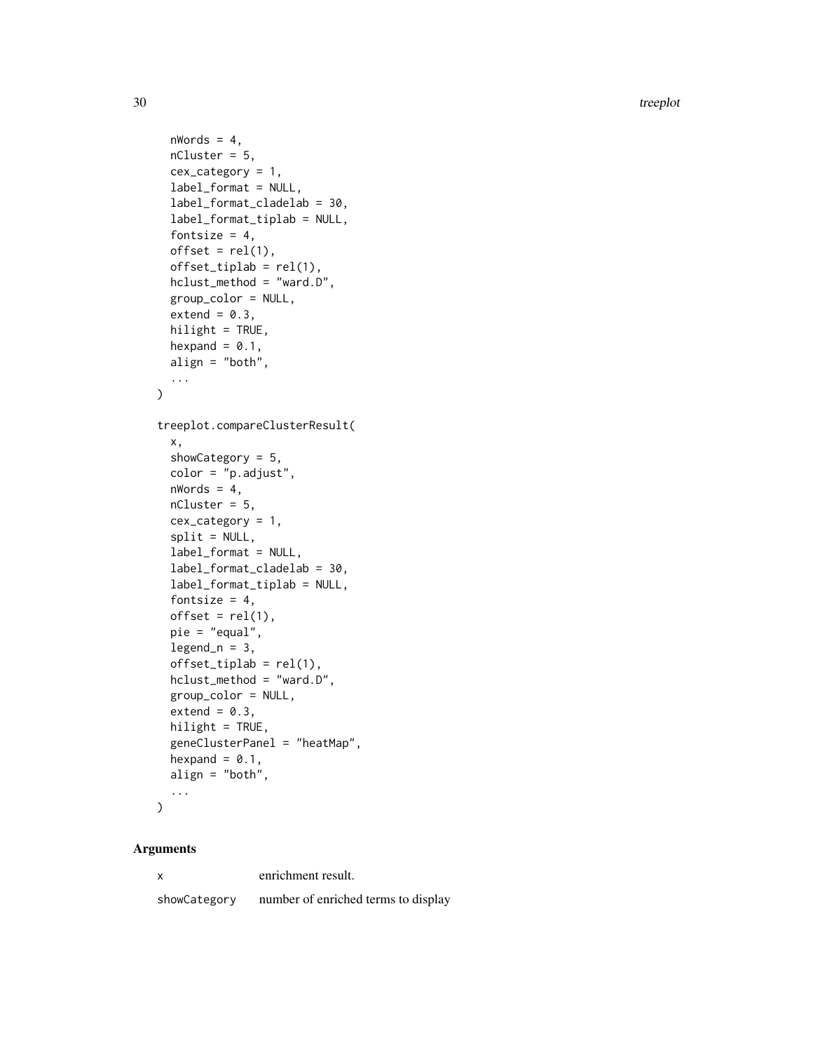```
  nWords = 4,
  nCluster = 5,
  cex_category = 1,
  label_format = NULL,
  label_format_cladelab = 30,
  label_format_tiplab = NULL,
  fontsize = 4,
  offset = rel(1),
  offset_tiplab = rel(1),
  hclust_method = "ward.D",
  group_color = NULL,
  extend = 0.3,
  hilight = TRUE,
  hexpand = 0.1,
  align = "both",
  ...
)

treeplot.compareClusterResult(
  x,
  showCategory = 5,
  color = "p.adjust",
  nWords = 4,
  nCluster = 5,
  cex_category = 1,
  split = NULL,
  label_format = NULL,
  label_format_cladelab = 30,
  label_format_tiplab = NULL,
  fontsize = 4,
  offset = rel(1),
  pie = "equal",
  legend_n = 3,
  offset_tiplab = rel(1),
  hclust_method = "ward.D",
  group_color = NULL,
  extend = 0.3,
  hilight = TRUE,
  geneClusterPanel = "heatMap",
  hexpand = 0.1,
  align = "both",
  ...
)
```

## Arguments

| | |
|---|---|
| x | enrichment result. |
| showCategory | number of enriched terms to display |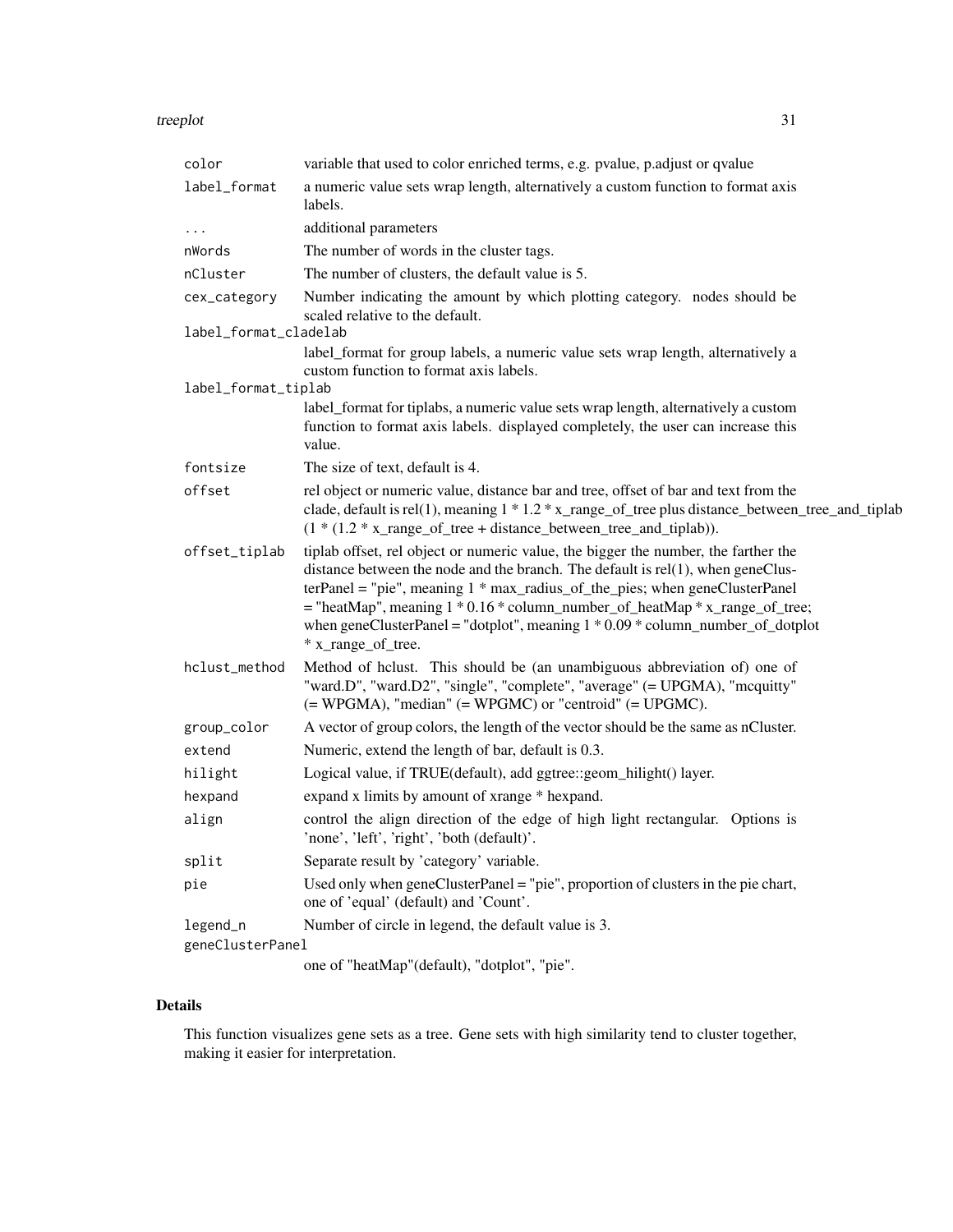| | |
|---|---|
| color | variable that used to color enriched terms, e.g. pvalue, p.adjust or qvalue |
| label_format | a numeric value sets wrap length, alternatively a custom function to format axis labels. |
| ... | additional parameters |
| nWords | The number of words in the cluster tags. |
| nCluster | The number of clusters, the default value is 5. |
| cex_category | Number indicating the amount by which plotting category. nodes should be scaled relative to the default. |
| label_format_cladelab | label_format for group labels, a numeric value sets wrap length, alternatively a custom function to format axis labels. |
| label_format_tiplab | label_format for tiplabs, a numeric value sets wrap length, alternatively a custom function to format axis labels. displayed completely, the user can increase this value. |
| fontsize | The size of text, default is 4. |
| offset | rel object or numeric value, distance bar and tree, offset of bar and text from the clade, default is rel(1), meaning 1 * 1.2 * x_range_of_tree plus distance_between_tree_and_tiplab (1 * (1.2 * x_range_of_tree + distance_between_tree_and_tiplab)). |
| offset_tiplab | tiplab offset, rel object or numeric value, the bigger the number, the farther the distance between the node and the branch. The default is rel(1), when geneClusterPanel = "pie", meaning 1 * max_radius_of_the_pies; when geneClusterPanel = "heatMap", meaning 1 * 0.16 * column_number_of_heatMap * x_range_of_tree; when geneClusterPanel = "dotplot", meaning 1 * 0.09 * column_number_of_dotplot * x_range_of_tree. |
| hclust_method | Method of hclust. This should be (an unambiguous abbreviation of) one of "ward.D", "ward.D2", "single", "complete", "average" (= UPGMA), "mcquitty" (= WPGMA), "median" (= WPGMC) or "centroid" (= UPGMC). |
| group_color | A vector of group colors, the length of the vector should be the same as nCluster. |
| extend | Numeric, extend the length of bar, default is 0.3. |
| hilight | Logical value, if TRUE(default), add ggtree::geom_hilight() layer. |
| hexpand | expand x limits by amount of xrange * hexpand. |
| align | control the align direction of the edge of high light rectangular. Options is 'none', 'left', 'right', 'both (default)'. |
| split | Separate result by 'category' variable. |
| pie | Used only when geneClusterPanel = "pie", proportion of clusters in the pie chart, one of 'equal' (default) and 'Count'. |
| legend_n | Number of circle in legend, the default value is 3. |
| geneClusterPanel | one of "heatMap"(default), "dotplot", "pie". |

## Details

This function visualizes gene sets as a tree. Gene sets with high similarity tend to cluster together, making it easier for interpretation.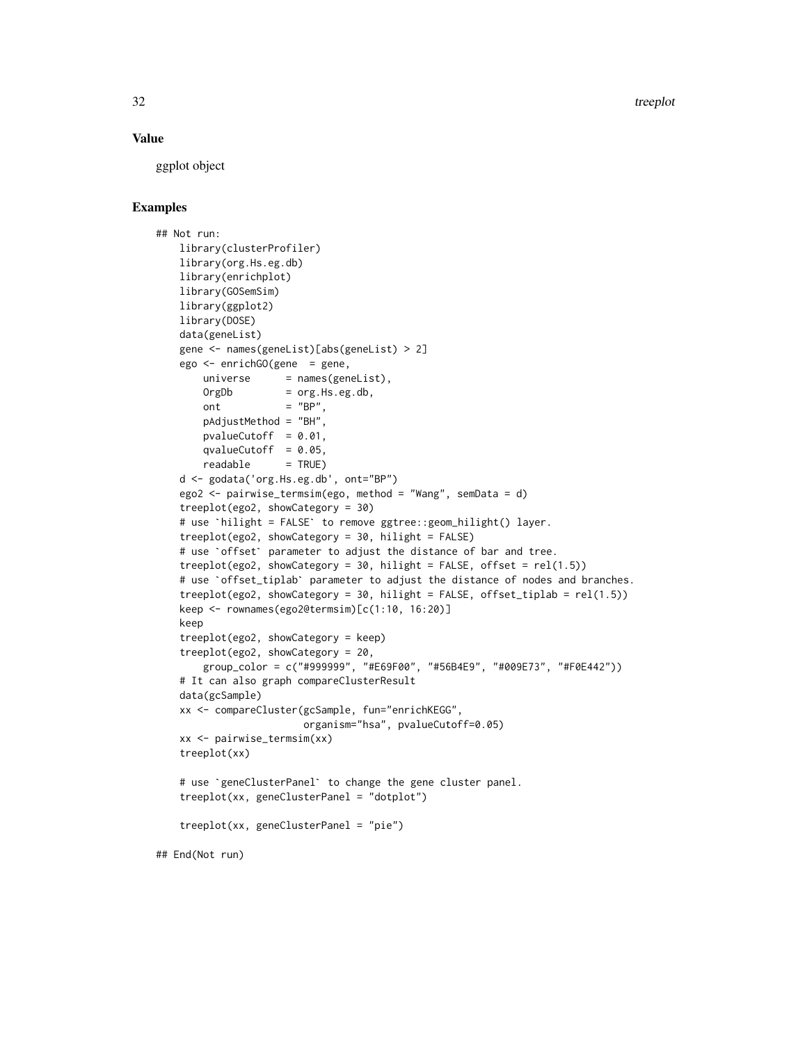## Value

ggplot object

## Examples

```
## Not run:
    library(clusterProfiler)
    library(org.Hs.eg.db)
    library(enrichplot)
    library(GOSemSim)
    library(ggplot2)
    library(DOSE)
    data(geneList)
    gene <- names(geneList)[abs(geneList) > 2]
    ego <- enrichGO(gene  = gene,
        universe      = names(geneList),
        OrgDb         = org.Hs.eg.db,
        ont           = "BP",
        pAdjustMethod = "BH",
        pvalueCutoff  = 0.01,
        qvalueCutoff  = 0.05,
        readable      = TRUE)
    d <- godata('org.Hs.eg.db', ont="BP")
    ego2 <- pairwise_termsim(ego, method = "Wang", semData = d)
    treeplot(ego2, showCategory = 30)
    # use `hilight = FALSE` to remove ggtree::geom_hilight() layer.
    treeplot(ego2, showCategory = 30, hilight = FALSE)
    # use `offset` parameter to adjust the distance of bar and tree.
    treeplot(ego2, showCategory = 30, hilight = FALSE, offset = rel(1.5))
    # use `offset_tiplab` parameter to adjust the distance of nodes and branches.
    treeplot(ego2, showCategory = 30, hilight = FALSE, offset_tiplab = rel(1.5))
    keep <- rownames(ego2@termsim)[c(1:10, 16:20)]
    keep
    treeplot(ego2, showCategory = keep)
    treeplot(ego2, showCategory = 20,
        group_color = c("#999999", "#E69F00", "#56B4E9", "#009E73", "#F0E442"))
    # It can also graph compareClusterResult
    data(gcSample)
    xx <- compareCluster(gcSample, fun="enrichKEGG",
                         organism="hsa", pvalueCutoff=0.05)
    xx <- pairwise_termsim(xx)
    treeplot(xx)

    # use `geneClusterPanel` to change the gene cluster panel.
    treeplot(xx, geneClusterPanel = "dotplot")

    treeplot(xx, geneClusterPanel = "pie")

## End(Not run)
```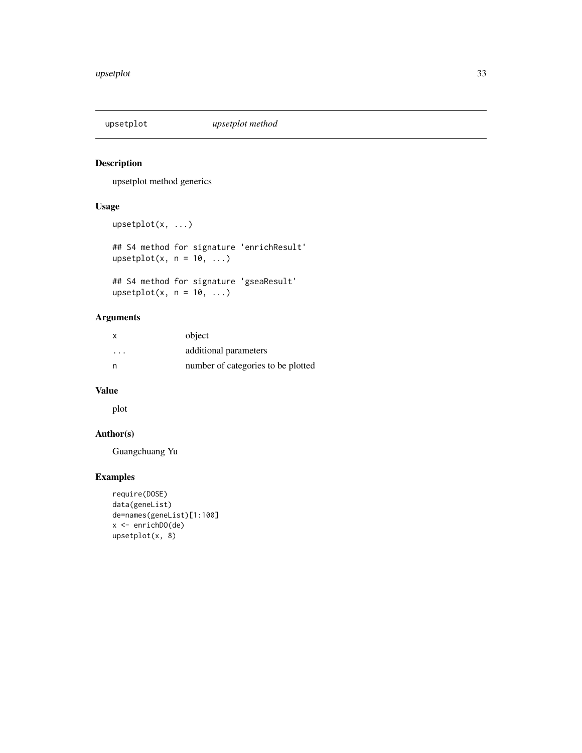# upsetplot *upsetplot method*

## Description

upsetplot method generics

## Usage

```
upsetplot(x, ...)

## S4 method for signature 'enrichResult'
upsetplot(x, n = 10, ...)

## S4 method for signature 'gseaResult'
upsetplot(x, n = 10, ...)
```

## Arguments

| | |
|---|---|
| x | object |
| ... | additional parameters |
| n | number of categories to be plotted |

## Value

plot

## Author(s)

Guangchuang Yu

## Examples

```
require(DOSE)
data(geneList)
de=names(geneList)[1:100]
x <- enrichDO(de)
upsetplot(x, 8)
```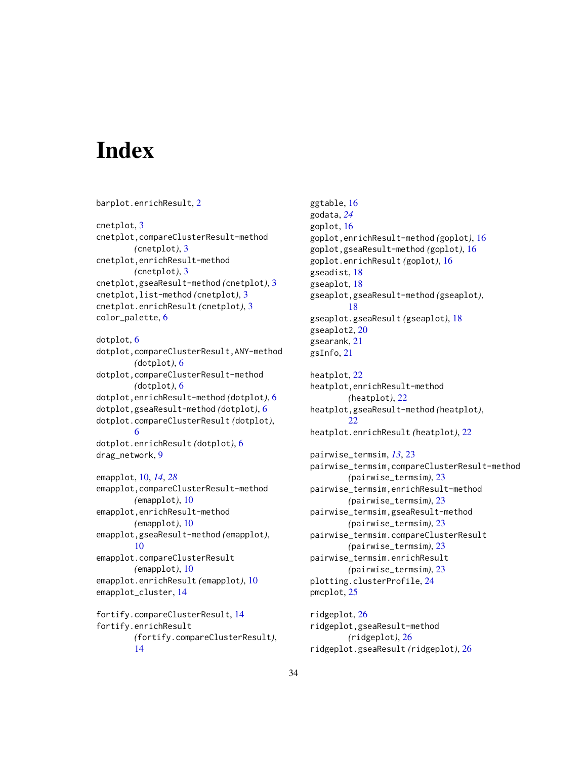# Index

barplot.enrichResult, 2

cnetplot, 3
cnetplot,compareClusterResult-method *(cnetplot)*, 3
cnetplot,enrichResult-method *(cnetplot)*, 3
cnetplot,gseaResult-method *(cnetplot)*, 3
cnetplot,list-method *(cnetplot)*, 3
cnetplot.enrichResult *(cnetplot)*, 3
color_palette, 6

dotplot, 6
dotplot,compareClusterResult,ANY-method *(dotplot)*, 6
dotplot,compareClusterResult-method *(dotplot)*, 6
dotplot,enrichResult-method *(dotplot)*, 6
dotplot,gseaResult-method *(dotplot)*, 6
dotplot.compareClusterResult *(dotplot)*, 6
dotplot.enrichResult *(dotplot)*, 6
drag_network, 9

emapplot, 10, *14*, *28*
emapplot,compareClusterResult-method *(emapplot)*, 10
emapplot,enrichResult-method *(emapplot)*, 10
emapplot,gseaResult-method *(emapplot)*, 10
emapplot.compareClusterResult *(emapplot)*, 10
emapplot.enrichResult *(emapplot)*, 10
emapplot_cluster, 14

fortify.compareClusterResult, 14
fortify.enrichResult *(fortify.compareClusterResult)*, 14

ggtable, 16
godata, *24*
goplot, 16
goplot,enrichResult-method *(goplot)*, 16
goplot,gseaResult-method *(goplot)*, 16
goplot.enrichResult *(goplot)*, 16
gseadist, 18
gseaplot, 18
gseaplot,gseaResult-method *(gseaplot)*, 18
gseaplot.gseaResult *(gseaplot)*, 18
gseaplot2, 20
gsearank, 21
gsInfo, 21

heatplot, 22
heatplot,enrichResult-method *(heatplot)*, 22
heatplot,gseaResult-method *(heatplot)*, 22
heatplot.enrichResult *(heatplot)*, 22

pairwise_termsim, *13*, 23
pairwise_termsim,compareClusterResult-method *(pairwise_termsim)*, 23
pairwise_termsim,enrichResult-method *(pairwise_termsim)*, 23
pairwise_termsim,gseaResult-method *(pairwise_termsim)*, 23
pairwise_termsim.compareClusterResult *(pairwise_termsim)*, 23
pairwise_termsim.enrichResult *(pairwise_termsim)*, 23
plotting.clusterProfile, 24
pmcplot, 25

ridgeplot, 26
ridgeplot,gseaResult-method *(ridgeplot)*, 26
ridgeplot.gseaResult *(ridgeplot)*, 26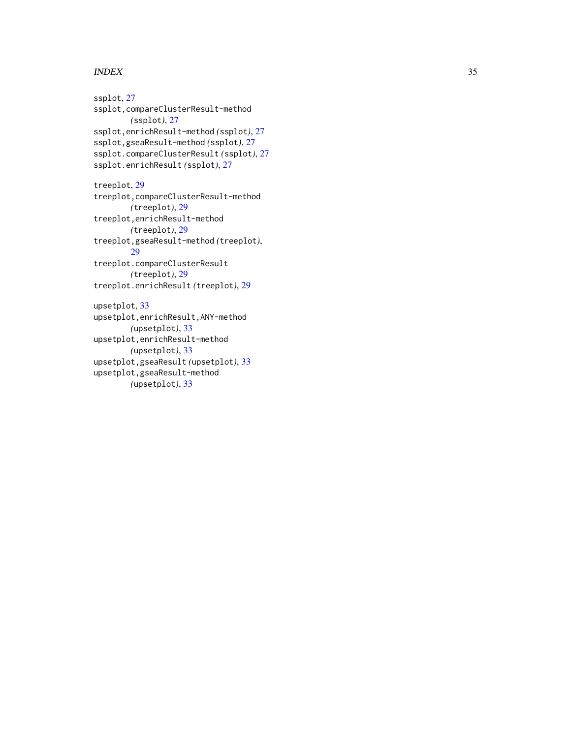ssplot, 27
ssplot,compareClusterResult-method (ssplot), 27
ssplot,enrichResult-method (ssplot), 27
ssplot,gseaResult-method (ssplot), 27
ssplot.compareClusterResult (ssplot), 27
ssplot.enrichResult (ssplot), 27

treeplot, 29
treeplot,compareClusterResult-method (treeplot), 29
treeplot,enrichResult-method (treeplot), 29
treeplot,gseaResult-method (treeplot), 29
treeplot.compareClusterResult (treeplot), 29
treeplot.enrichResult (treeplot), 29

upsetplot, 33
upsetplot,enrichResult,ANY-method (upsetplot), 33
upsetplot,enrichResult-method (upsetplot), 33
upsetplot,gseaResult (upsetplot), 33
upsetplot,gseaResult-method (upsetplot), 33